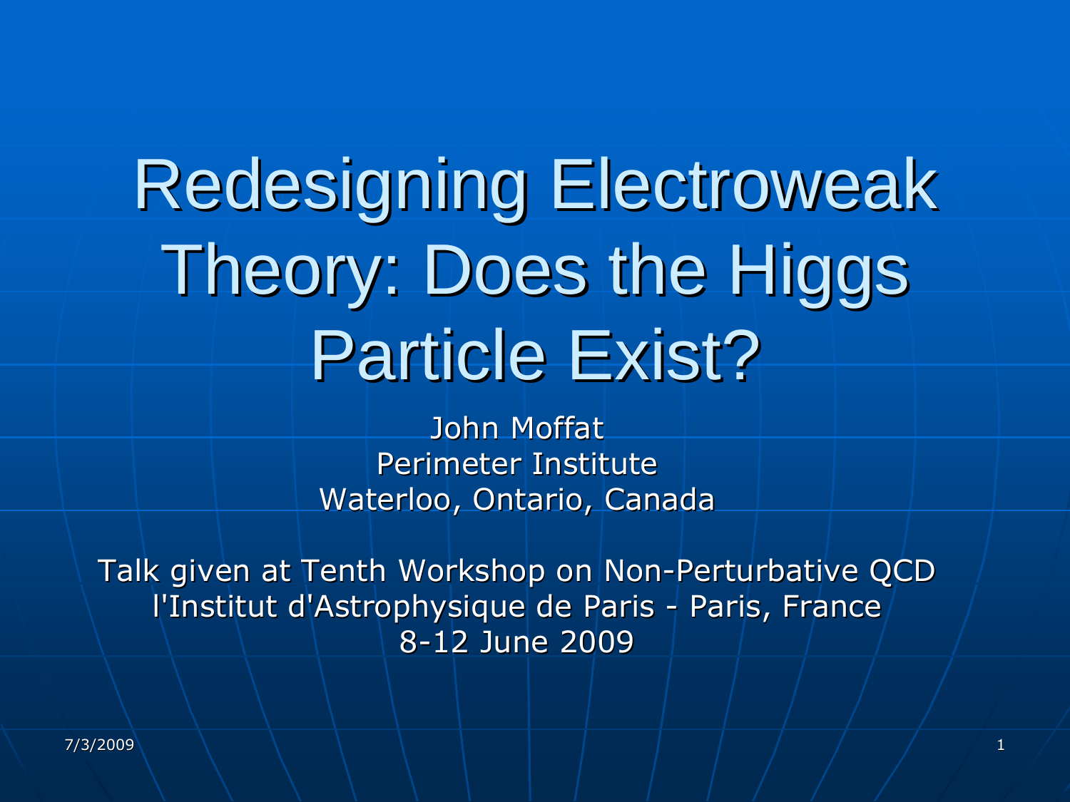# Redesigning Electroweak Theory: Does the Higgs Particle Exist?

John Moffat
Perimeter Institute
Waterloo, Ontario, Canada

Talk given at Tenth Workshop on Non-Perturbative QCD
l'Institut d'Astrophysique de Paris - Paris, France
8-12 June 2009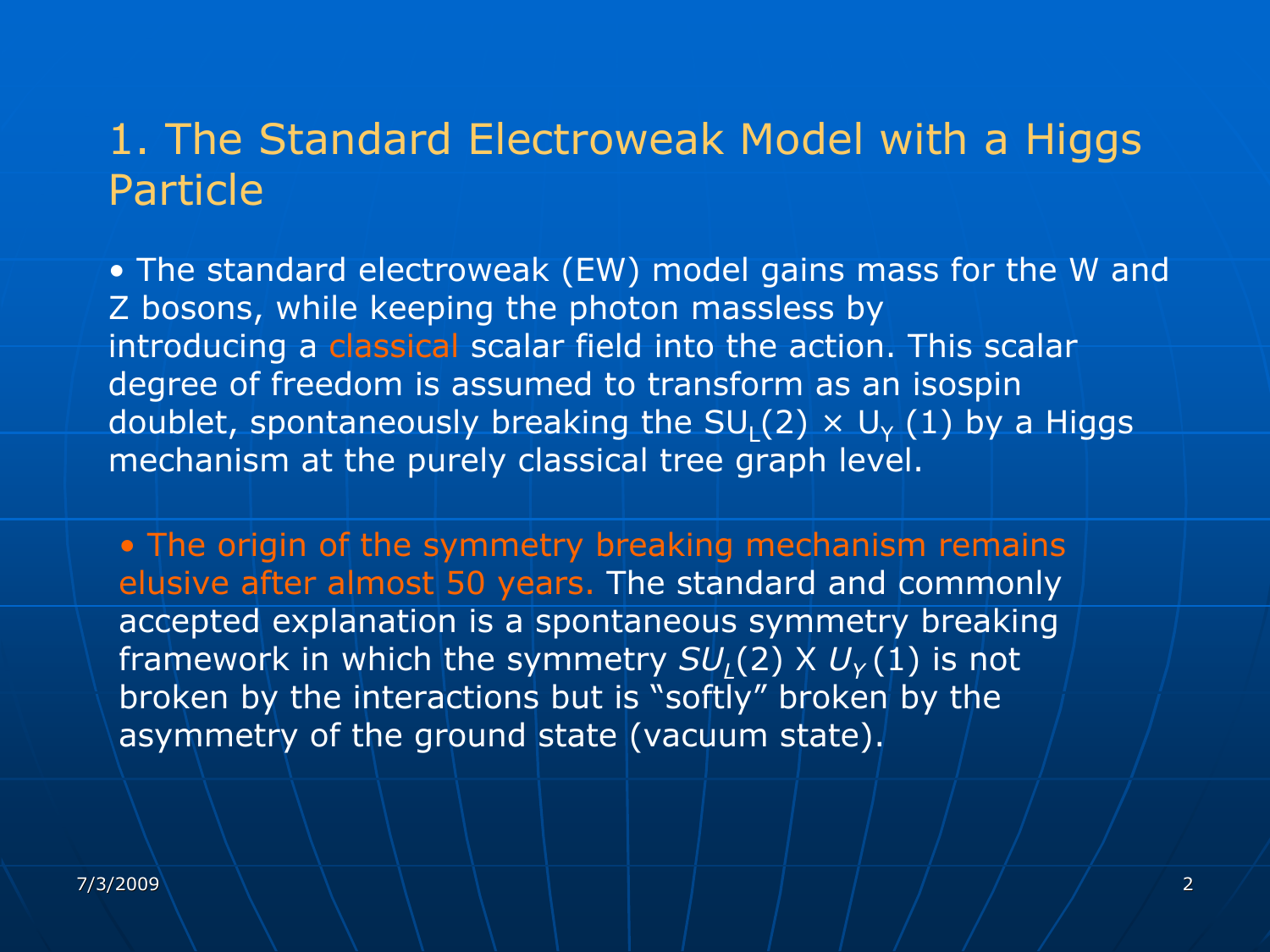# 1. The Standard Electroweak Model with a Higgs Particle

- The standard electroweak (EW) model gains mass for the W and Z bosons, while keeping the photon massless by introducing a classical scalar field into the action. This scalar degree of freedom is assumed to transform as an isospin doublet, spontaneously breaking the $SU_L(2) \times U_Y(1)$ by a Higgs mechanism at the purely classical tree graph level.

- The origin of the symmetry breaking mechanism remains elusive after almost 50 years. The standard and commonly accepted explanation is a spontaneous symmetry breaking framework in which the symmetry $SU_L(2)$ X $U_Y(1)$ is not broken by the interactions but is "softly" broken by the asymmetry of the ground state (vacuum state).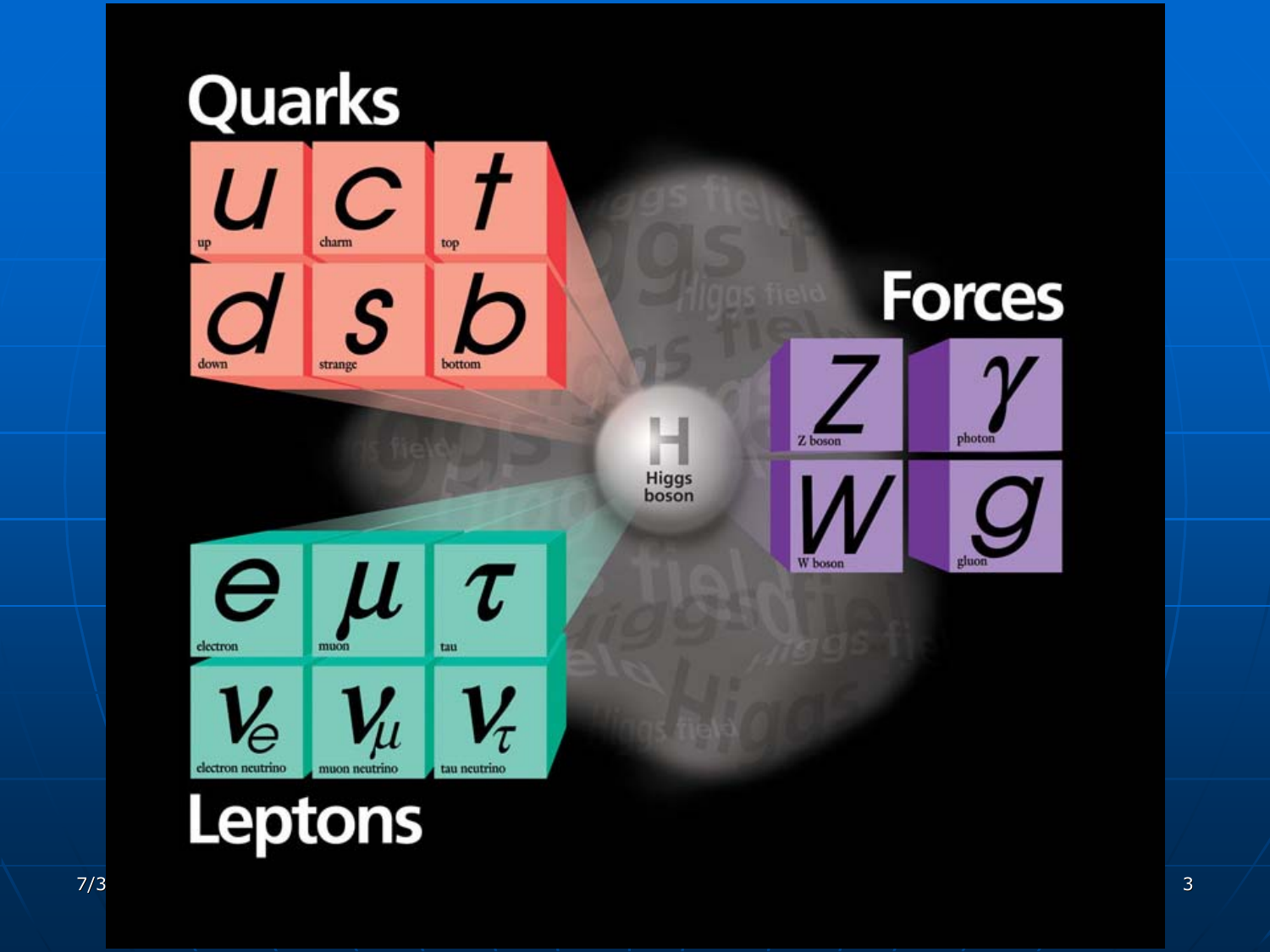## Quarks

| | | |
|---|---|---|
| $u$ up | $c$ charm | $t$ top |
| $d$ down | $s$ strange | $b$ bottom |

## Forces

| | |
|---|---|
| $Z$ Z boson | $\gamma$ photon |
| $W$ W boson | $g$ gluon |

**H** Higgs boson

## Leptons

| | | |
|---|---|---|
| $e$ electron | $\mu$ muon | $\tau$ tau |
| $\nu_e$ electron neutrino | $\nu_\mu$ muon neutrino | $\nu_\tau$ tau neutrino |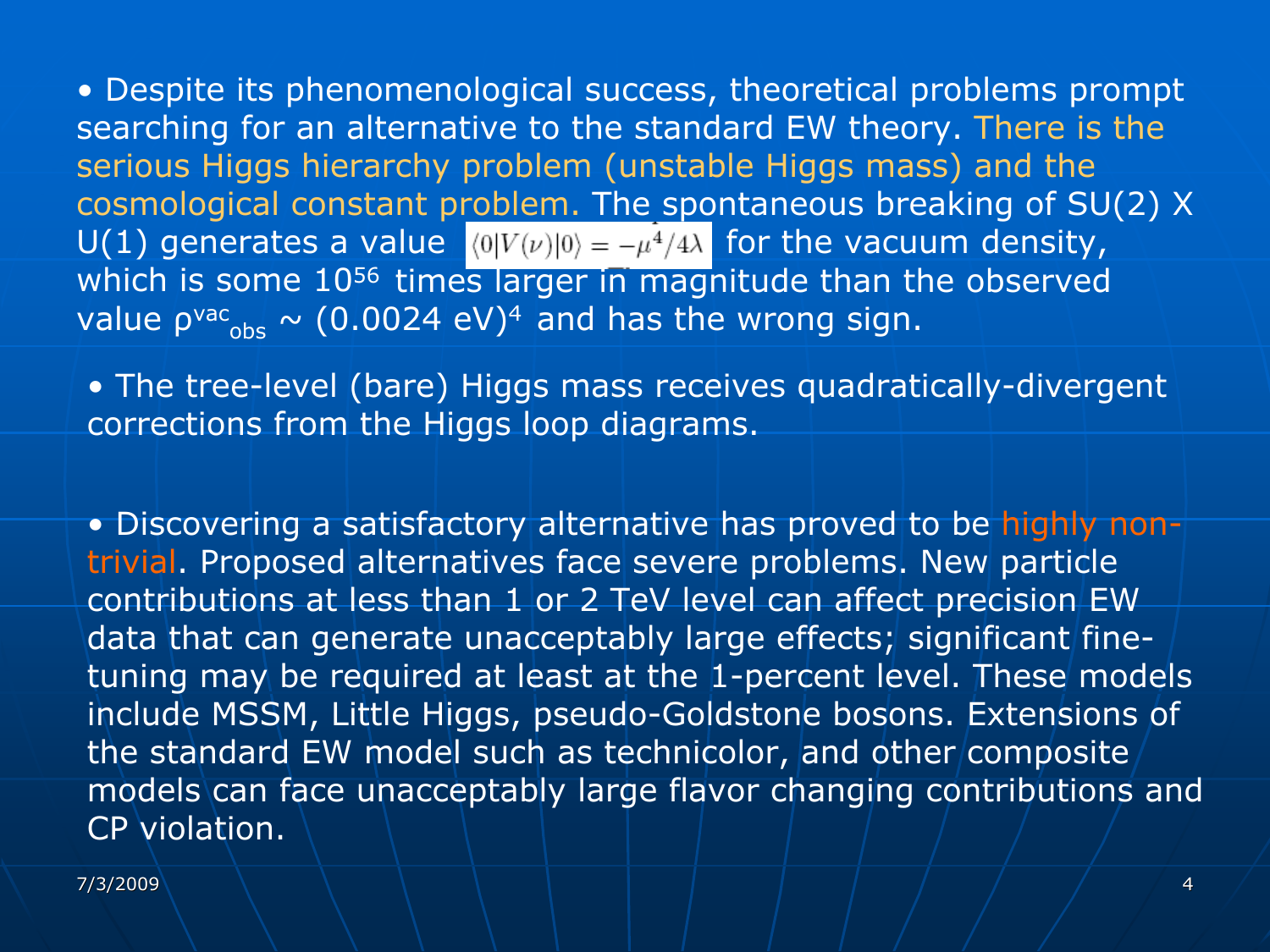- Despite its phenomenological success, theoretical problems prompt searching for an alternative to the standard EW theory. There is the serious Higgs hierarchy problem (unstable Higgs mass) and the cosmological constant problem. The spontaneous breaking of SU(2) X U(1) generates a value $\langle 0|V(\nu)|0\rangle = -\mu^4/4\lambda$ for the vacuum density, which is some $10^{56}$ times larger in magnitude than the observed value $\rho^{vac}_{obs} \sim (0.0024\ \mathrm{eV})^4$ and has the wrong sign.

- The tree-level (bare) Higgs mass receives quadratically-divergent corrections from the Higgs loop diagrams.

- Discovering a satisfactory alternative has proved to be highly non-trivial. Proposed alternatives face severe problems. New particle contributions at less than 1 or 2 TeV level can affect precision EW data that can generate unacceptably large effects; significant fine-tuning may be required at least at the 1-percent level. These models include MSSM, Little Higgs, pseudo-Goldstone bosons. Extensions of the standard EW model such as technicolor, and other composite models can face unacceptably large flavor changing contributions and CP violation.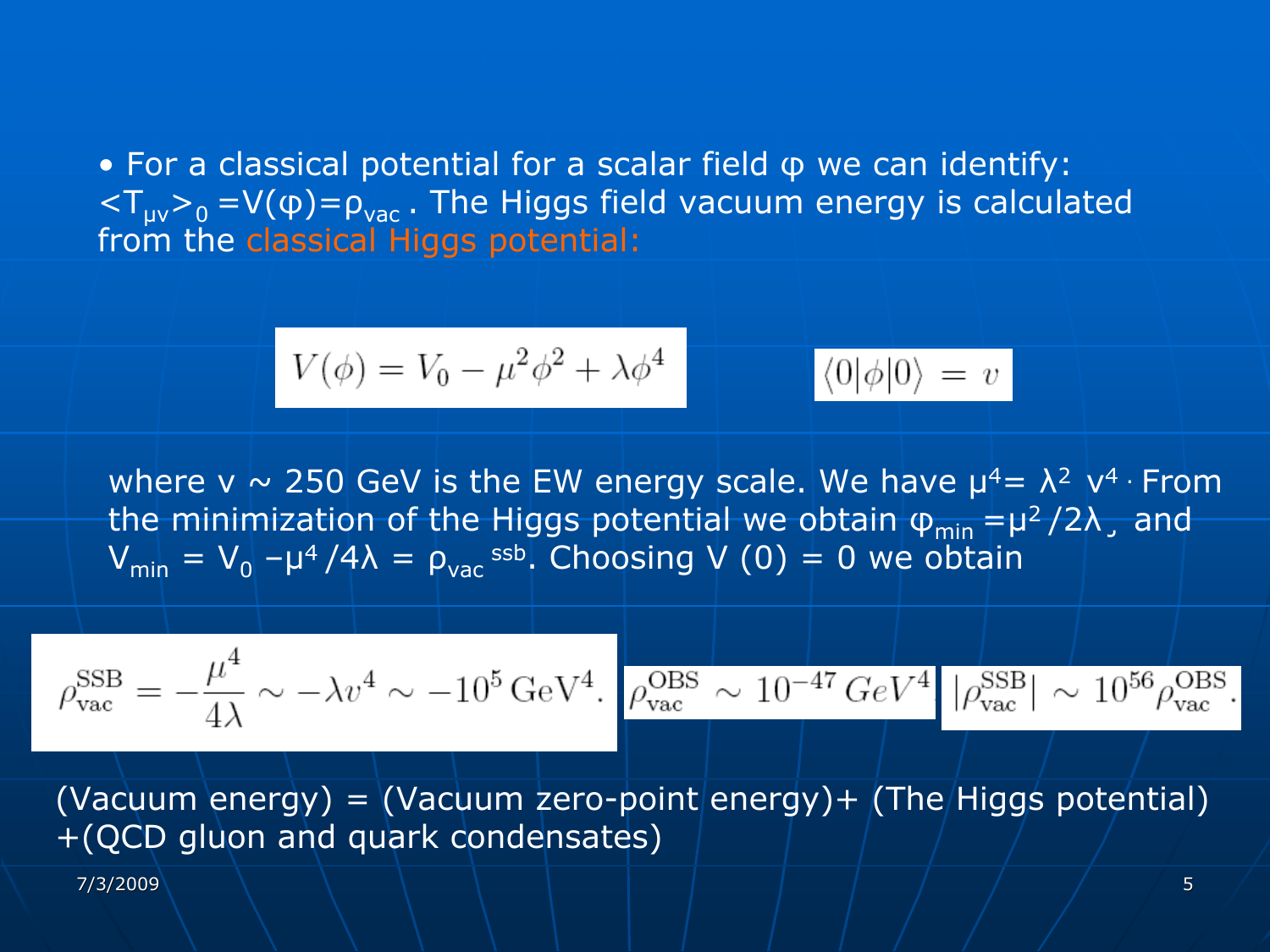- For a classical potential for a scalar field $\varphi$ we can identify: $\langle T_{\mu\nu}\rangle_0 = V(\varphi) = \rho_{vac}$. The Higgs field vacuum energy is calculated from the classical Higgs potential:

$$V(\phi) = V_0 - \mu^2 \phi^2 + \lambda \phi^4$$

$$\langle 0|\phi|0\rangle = v$$

where v ~ 250 GeV is the EW energy scale. We have $\mu^4 = \lambda^2 v^4$. From the minimization of the Higgs potential we obtain $\varphi_{min} = \mu^2/2\lambda$, and $V_{min} = V_0 - \mu^4/4\lambda = \rho_{vac}^{ssb}$. Choosing $V(0) = 0$ we obtain

$$\rho_{\rm vac}^{\rm SSB} = -\frac{\mu^4}{4\lambda} \sim -\lambda v^4 \sim -10^5\,{\rm GeV}^4.$$

$$\rho_{\rm vac}^{\rm OBS} \sim 10^{-47}\,GeV^4$$

$$|\rho_{\rm vac}^{\rm SSB}| \sim 10^{56} \rho_{\rm vac}^{\rm OBS}.$$

(Vacuum energy) = (Vacuum zero-point energy)+ (The Higgs potential) +(QCD gluon and quark condensates)

7/3/2009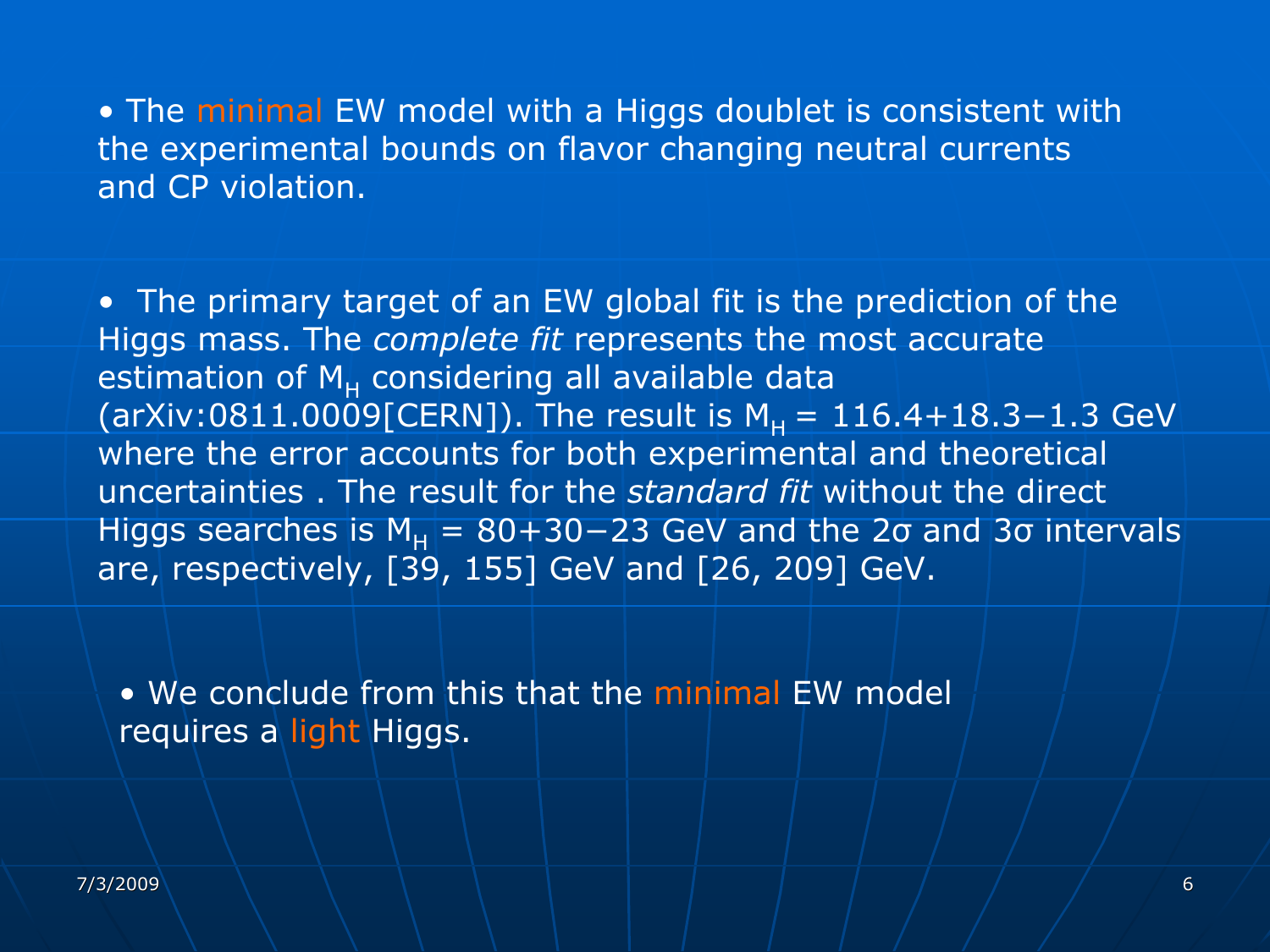- The minimal EW model with a Higgs doublet is consistent with the experimental bounds on flavor changing neutral currents and CP violation.

- The primary target of an EW global fit is the prediction of the Higgs mass. The *complete fit* represents the most accurate estimation of $M_H$ considering all available data (arXiv:0811.0009[CERN]). The result is $M_H = 116.4{+18.3}{-1.3}$ GeV where the error accounts for both experimental and theoretical uncertainties . The result for the *standard fit* without the direct Higgs searches is $M_H = 80{+30}{-23}$ GeV and the $2\sigma$ and $3\sigma$ intervals are, respectively, [39, 155] GeV and [26, 209] GeV.

- We conclude from this that the minimal EW model requires a light Higgs.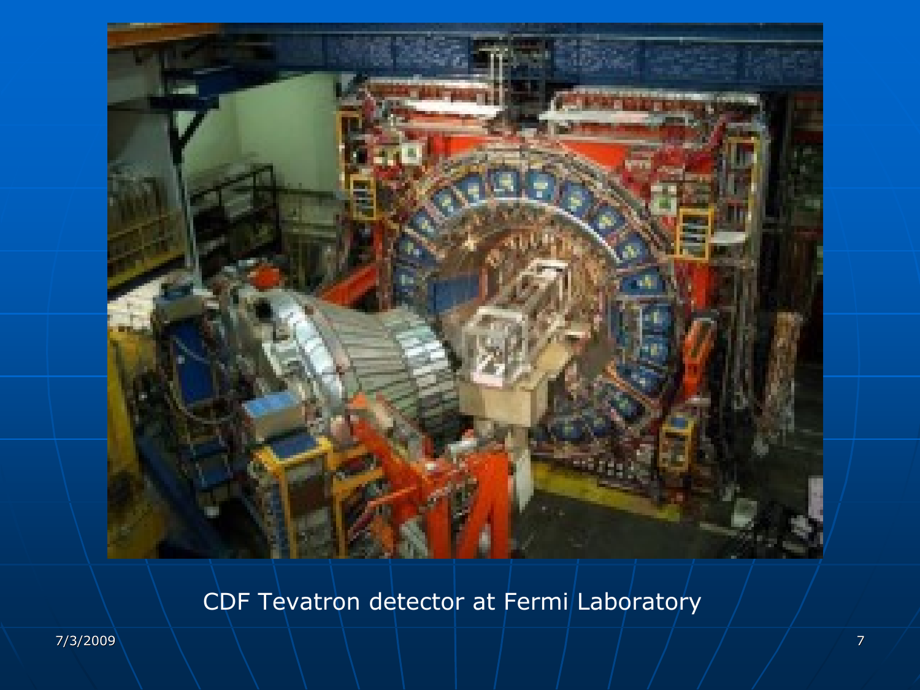CDF Tevatron detector at Fermi Laboratory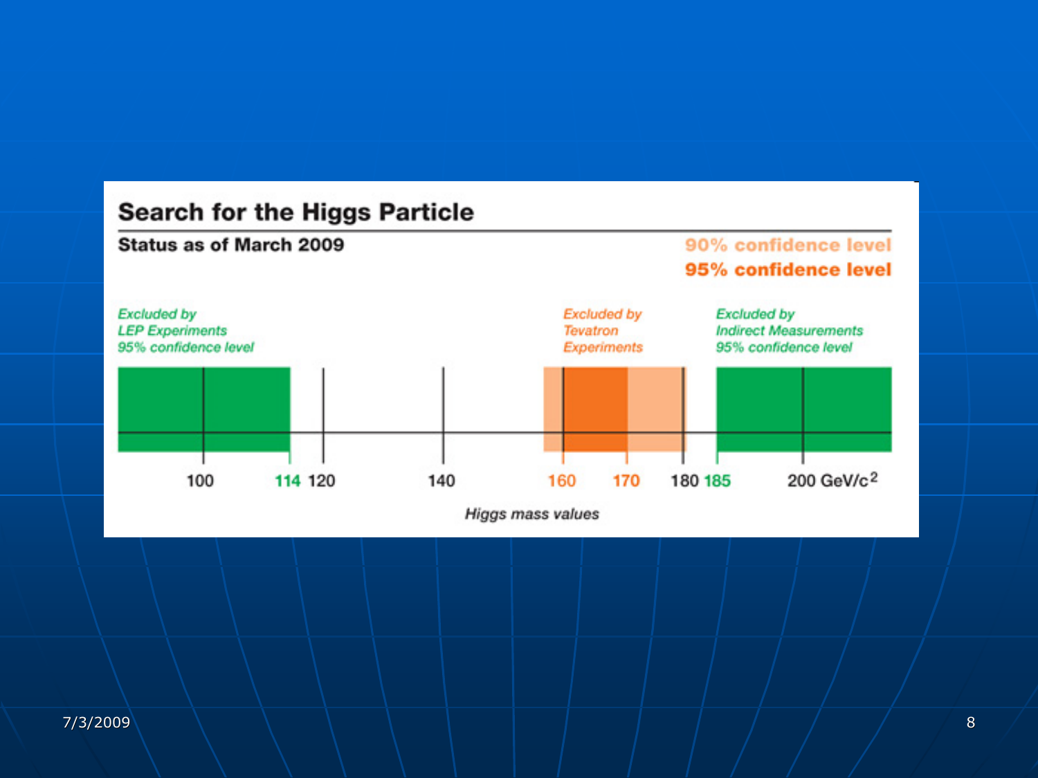## Search for the Higgs Particle

**Status as of March 2009**

90% confidence level

95% confidence level

*Excluded by LEP Experiments 95% confidence level*

*Excluded by Tevatron Experiments*

*Excluded by Indirect Measurements 95% confidence level*

100 114 120 140 160 170 180 185 200 GeV/$c^2$

*Higgs mass values*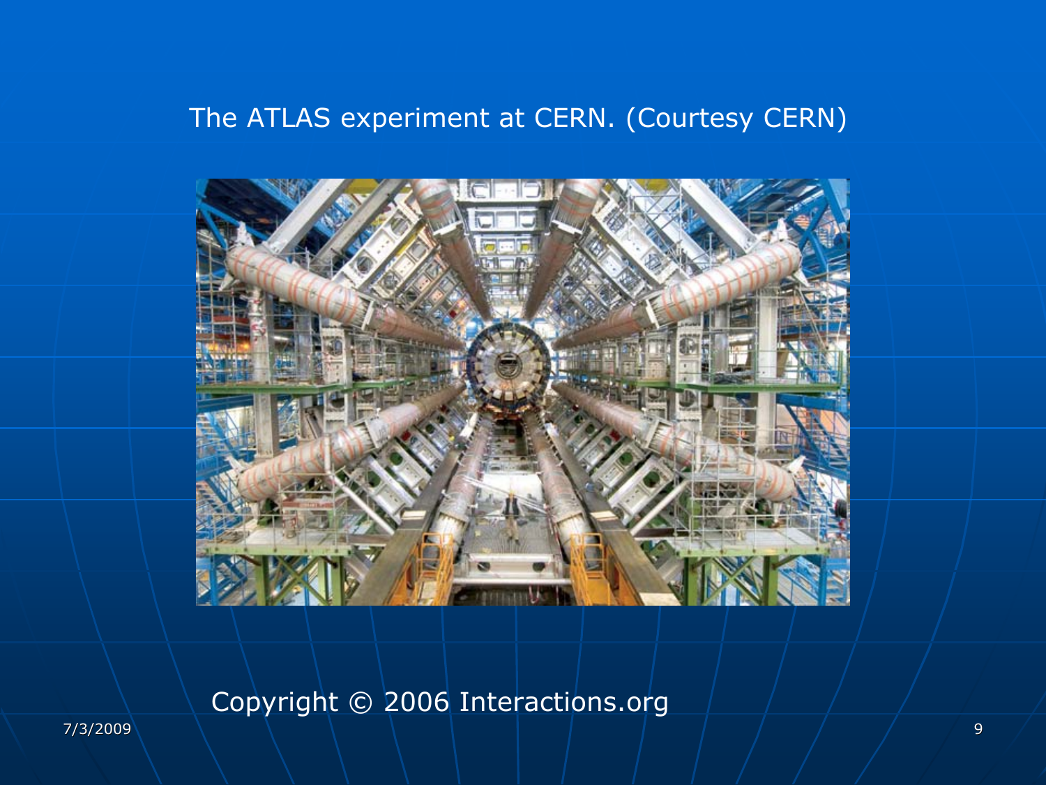The ATLAS experiment at CERN. (Courtesy CERN)

Copyright © 2006 Interactions.org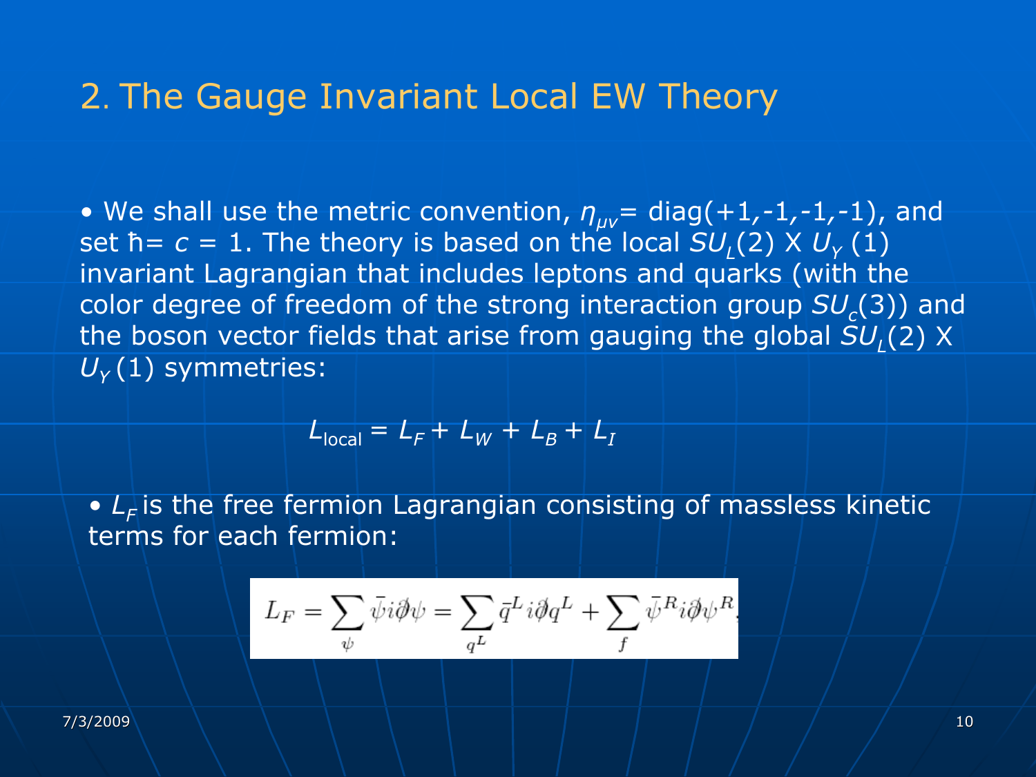## 2. The Gauge Invariant Local EW Theory

- We shall use the metric convention, $\eta_{\mu\nu}$= diag(+1,-1,-1,-1), and set ħ= $c$ = 1. The theory is based on the local $SU_L(2)$ X $U_Y(1)$ invariant Lagrangian that includes leptons and quarks (with the color degree of freedom of the strong interaction group $SU_c(3)$) and the boson vector fields that arise from gauging the global $SU_L(2)$ X $U_Y(1)$ symmetries:

$$L_{\text{local}} = L_F + L_W + L_B + L_I$$

- $L_F$ is the free fermion Lagrangian consisting of massless kinetic terms for each fermion:

$$L_F = \sum_{\psi} \bar{\psi} i\partial\!\!\!/ \psi = \sum_{q^L} \bar{q}^L i\partial\!\!\!/ q^L + \sum_{f} \bar{\psi}^R i\partial\!\!\!/ \psi^R,$$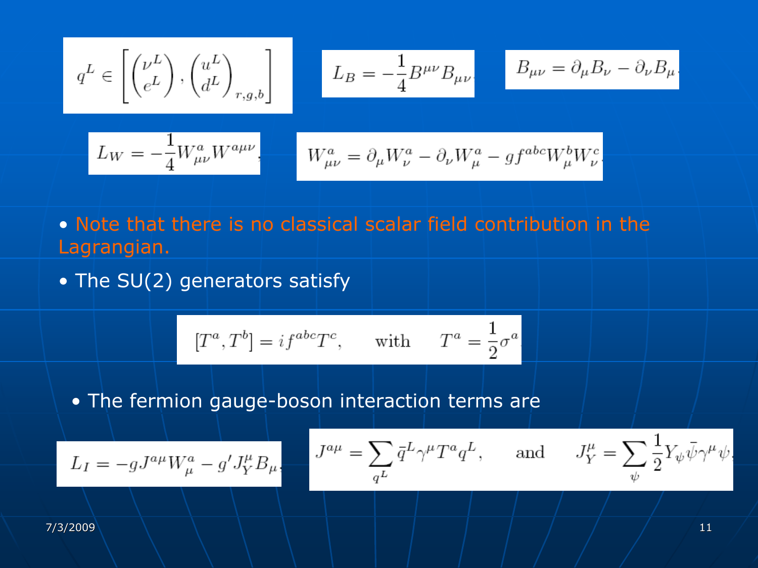$$q^L \in \left[ \begin{pmatrix} \nu^L \\ e^L \end{pmatrix}, \begin{pmatrix} u^L \\ d^L \end{pmatrix}_{r,g,b} \right]$$

$$L_B = -\frac{1}{4} B^{\mu\nu} B_{\mu\nu}$$

$$B_{\mu\nu} = \partial_\mu B_\nu - \partial_\nu B_\mu$$

$$L_W = -\frac{1}{4} W^a_{\mu\nu} W^{a\mu\nu}$$

$$W^a_{\mu\nu} = \partial_\mu W^a_\nu - \partial_\nu W^a_\mu - g f^{abc} W^b_\mu W^c_\nu$$

- Note that there is no classical scalar field contribution in the Lagrangian.
- The SU(2) generators satisfy

$$[T^a, T^b] = i f^{abc} T^c, \qquad \text{with} \qquad T^a = \frac{1}{2}\sigma^a$$

- The fermion gauge-boson interaction terms are

$$L_I = -g J^{a\mu} W^a_\mu - g' J^\mu_Y B_\mu$$

$$J^{a\mu} = \sum_{q^L} \bar{q}^L \gamma^\mu T^a q^L, \qquad \text{and} \qquad J^\mu_Y = \sum_\psi \frac{1}{2} Y_\psi \bar{\psi} \gamma^\mu \psi$$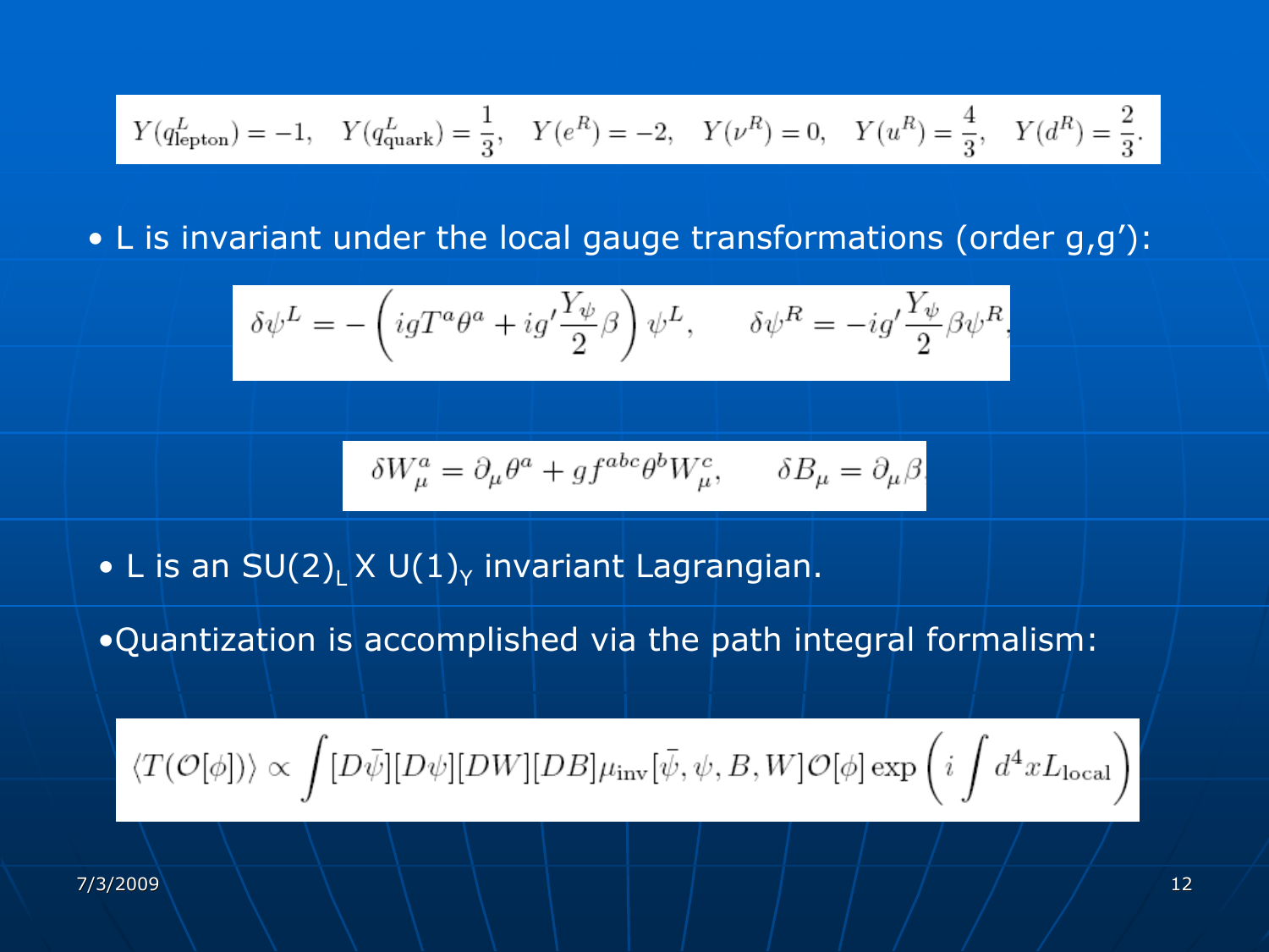$$Y(q^L_{\text{lepton}}) = -1, \quad Y(q^L_{\text{quark}}) = \frac{1}{3}, \quad Y(e^R) = -2, \quad Y(\nu^R) = 0, \quad Y(u^R) = \frac{4}{3}, \quad Y(d^R) = \frac{2}{3}.$$

- L is invariant under the local gauge transformations (order g,g'):

$$\delta\psi^L = -\left(igT^a\theta^a + ig'\frac{Y_\psi}{2}\beta\right)\psi^L, \qquad \delta\psi^R = -ig'\frac{Y_\psi}{2}\beta\psi^R$$

$$\delta W^a_\mu = \partial_\mu\theta^a + gf^{abc}\theta^b W^c_\mu, \qquad \delta B_\mu = \partial_\mu\beta$$

- L is an $SU(2)_L \times U(1)_Y$ invariant Lagrangian.
- Quantization is accomplished via the path integral formalism:

$$\langle T(\mathcal{O}[\phi])\rangle \propto \int [D\bar{\psi}][D\psi][DW][DB]\mu_{\text{inv}}[\bar{\psi},\psi,B,W]\mathcal{O}[\phi]\exp\left(i\int d^4x L_{\text{local}}\right)$$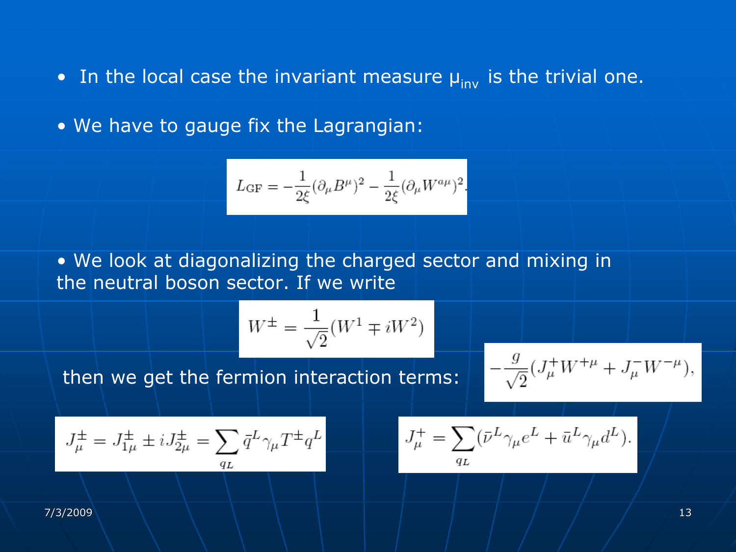- In the local case the invariant measure $\mu_{inv}$ is the trivial one.

- We have to gauge fix the Lagrangian:

$$L_{\rm GF} = -\frac{1}{2\xi}(\partial_\mu B^\mu)^2 - \frac{1}{2\xi}(\partial_\mu W^{a\mu})^2.$$

- We look at diagonalizing the charged sector and mixing in the neutral boson sector. If we write

$$W^\pm = \frac{1}{\sqrt{2}}(W^1 \mp iW^2)$$

then we get the fermion interaction terms:

$$-\frac{g}{\sqrt{2}}(J^+_\mu W^{+\mu} + J^-_\mu W^{-\mu}),$$

$$J^\pm_\mu = J^\pm_{1\mu} \pm iJ^\pm_{2\mu} = \sum_{q_L} \bar{q}^L \gamma_\mu T^\pm q^L$$

$$J^+_\mu = \sum_{q_L}(\bar{\nu}^L \gamma_\mu e^L + \bar{u}^L \gamma_\mu d^L).$$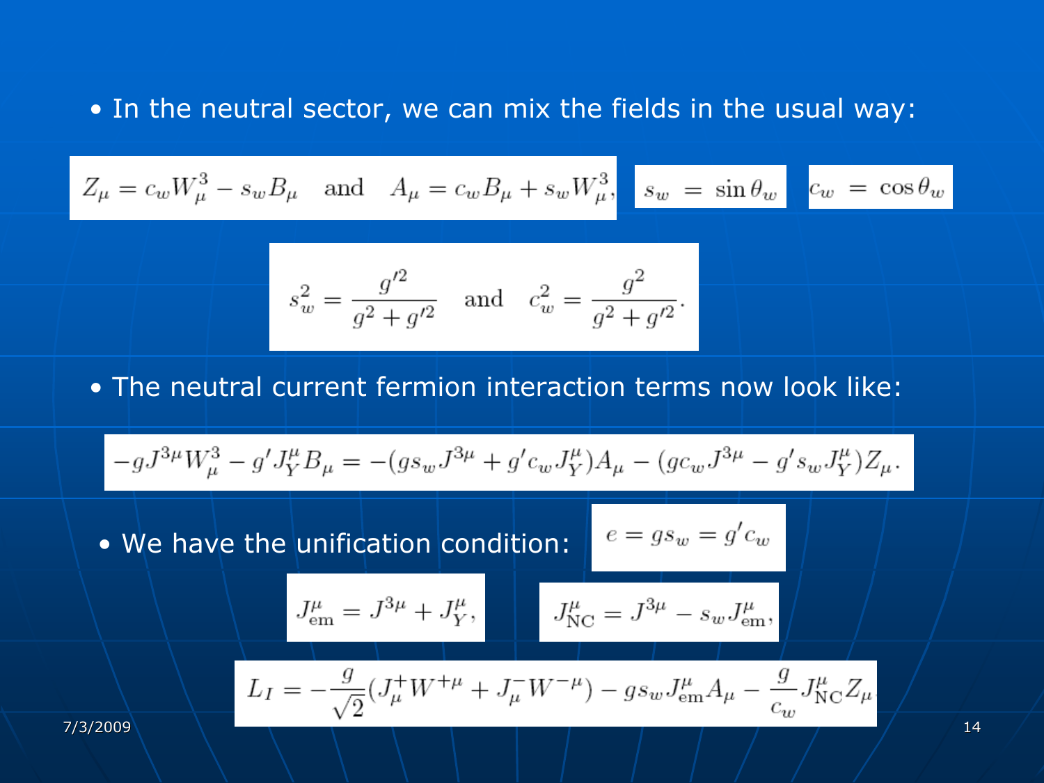- In the neutral sector, we can mix the fields in the usual way:

$$Z_\mu = c_w W_\mu^3 - s_w B_\mu \quad \text{and} \quad A_\mu = c_w B_\mu + s_w W_\mu^3, \qquad s_w = \sin\theta_w \qquad c_w = \cos\theta_w$$

$$s_w^2 = \frac{g'^2}{g^2 + g'^2} \quad \text{and} \quad c_w^2 = \frac{g^2}{g^2 + g'^2}.$$

- The neutral current fermion interaction terms now look like:

$$-gJ^{3\mu}W_\mu^3 - g'J_Y^\mu B_\mu = -(gs_w J^{3\mu} + g'c_w J_Y^\mu)A_\mu - (gc_w J^{3\mu} - g's_w J_Y^\mu)Z_\mu.$$

- We have the unification condition: $e = gs_w = g'c_w$

$$J_{\text{em}}^\mu = J^{3\mu} + J_Y^\mu, \qquad J_{\text{NC}}^\mu = J^{3\mu} - s_w J_{\text{em}}^\mu,$$

$$L_I = -\frac{g}{\sqrt{2}}(J_\mu^+ W^{+\mu} + J_\mu^- W^{-\mu}) - gs_w J_{\text{em}}^\mu A_\mu - \frac{g}{c_w} J_{\text{NC}}^\mu Z_\mu$$

7/3/2009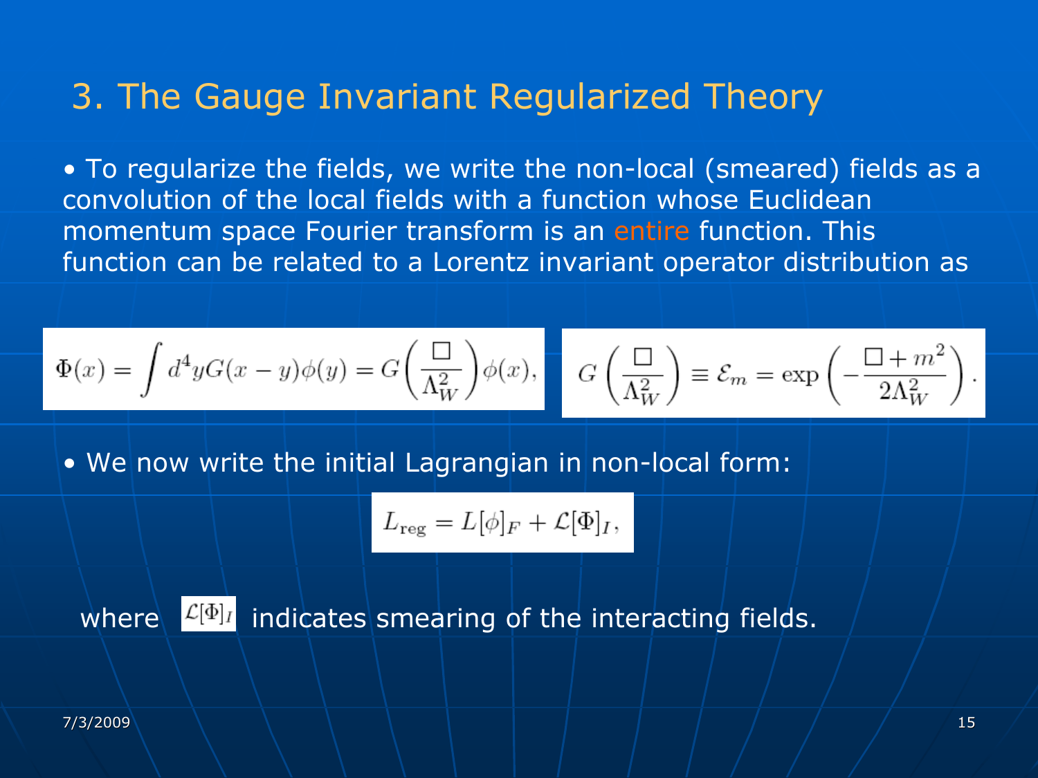# 3. The Gauge Invariant Regularized Theory

- To regularize the fields, we write the non-local (smeared) fields as a convolution of the local fields with a function whose Euclidean momentum space Fourier transform is an entire function. This function can be related to a Lorentz invariant operator distribution as

$$\Phi(x) = \int d^4y G(x-y)\phi(y) = G\left(\frac{\square}{\Lambda_W^2}\right)\phi(x),$$

$$G\left(\frac{\square}{\Lambda_W^2}\right) \equiv \mathcal{E}_m = \exp\left(-\frac{\square + m^2}{2\Lambda_W^2}\right).$$

- We now write the initial Lagrangian in non-local form:

$$L_{\rm reg} = L[\phi]_F + \mathcal{L}[\Phi]_I,$$

where $\mathcal{L}[\Phi]_I$ indicates smearing of the interacting fields.

7/3/2009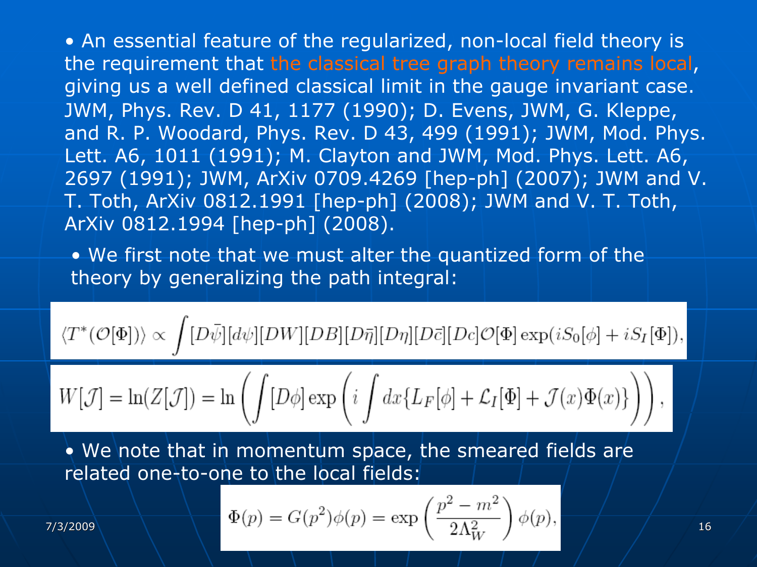- An essential feature of the regularized, non-local field theory is the requirement that the classical tree graph theory remains local, giving us a well defined classical limit in the gauge invariant case. JWM, Phys. Rev. D 41, 1177 (1990); D. Evens, JWM, G. Kleppe, and R. P. Woodard, Phys. Rev. D 43, 499 (1991); JWM, Mod. Phys. Lett. A6, 1011 (1991); M. Clayton and JWM, Mod. Phys. Lett. A6, 2697 (1991); JWM, ArXiv 0709.4269 [hep-ph] (2007); JWM and V. T. Toth, ArXiv 0812.1991 [hep-ph] (2008); JWM and V. T. Toth, ArXiv 0812.1994 [hep-ph] (2008).

- We first note that we must alter the quantized form of the theory by generalizing the path integral:

$$\langle T^*(\mathcal{O}[\Phi])\rangle \propto \int [D\bar{\psi}][d\psi][DW][DB][D\bar{\eta}][D\eta][D\bar{c}][Dc]\mathcal{O}[\Phi]\exp(iS_0[\phi]+iS_I[\Phi]),$$

$$W[\mathcal{J}] = \ln(Z[\mathcal{J}]) = \ln\left(\int [D\phi]\exp\left(i\int dx\{L_F[\phi]+\mathcal{L}_I[\Phi]+\mathcal{J}(x)\Phi(x)\}\right)\right),$$

- We note that in momentum space, the smeared fields are related one-to-one to the local fields:

$$\Phi(p) = G(p^2)\phi(p) = \exp\left(\frac{p^2-m^2}{2\Lambda_W^2}\right)\phi(p),$$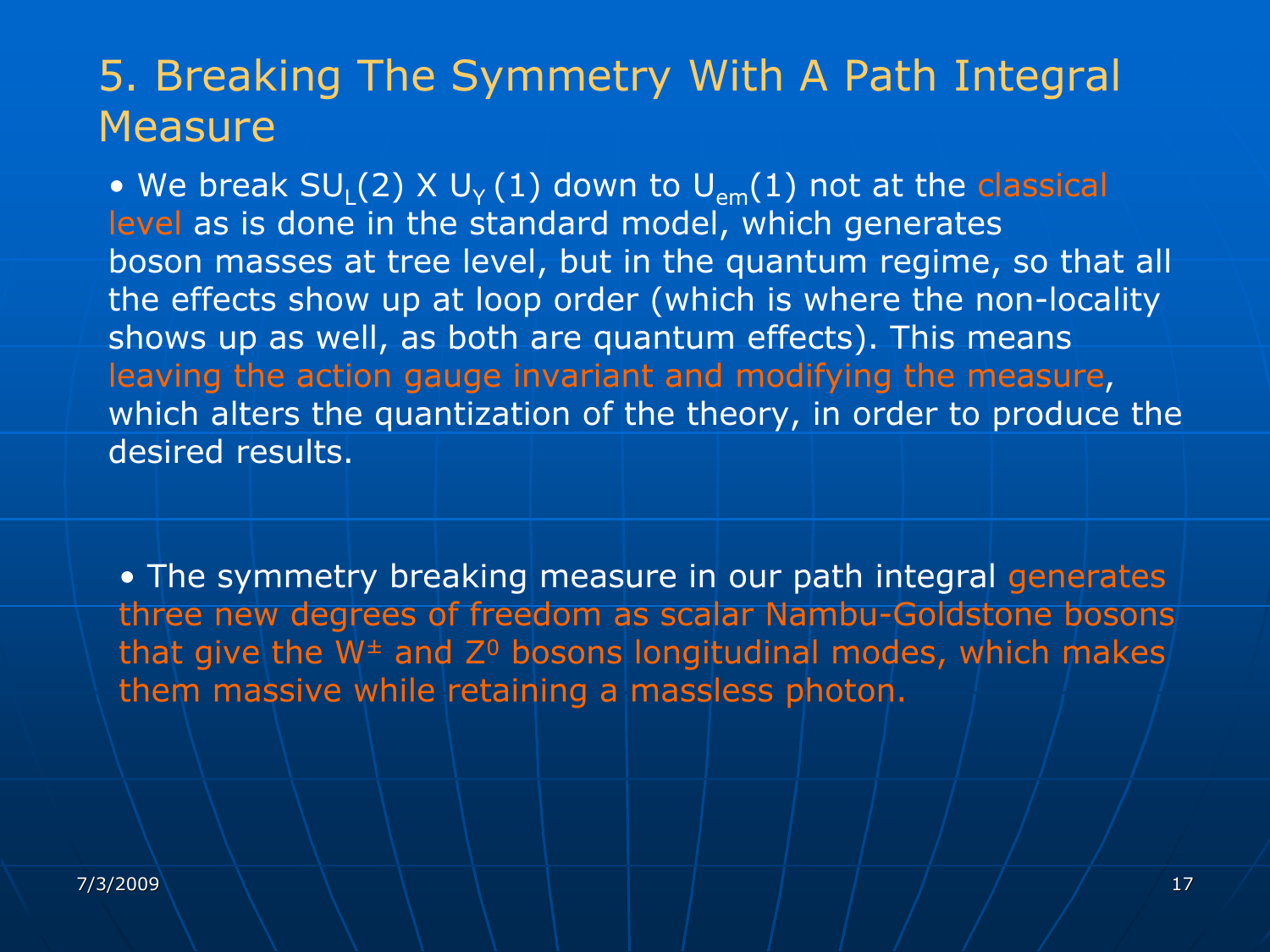# 5. Breaking The Symmetry With A Path Integral Measure

- We break $SU_L(2) \times U_Y(1)$ down to $U_{em}(1)$ not at the classical level as is done in the standard model, which generates boson masses at tree level, but in the quantum regime, so that all the effects show up at loop order (which is where the non-locality shows up as well, as both are quantum effects). This means leaving the action gauge invariant and modifying the measure, which alters the quantization of the theory, in order to produce the desired results.

- The symmetry breaking measure in our path integral generates three new degrees of freedom as scalar Nambu-Goldstone bosons that give the $W^{\pm}$ and $Z^0$ bosons longitudinal modes, which makes them massive while retaining a massless photon.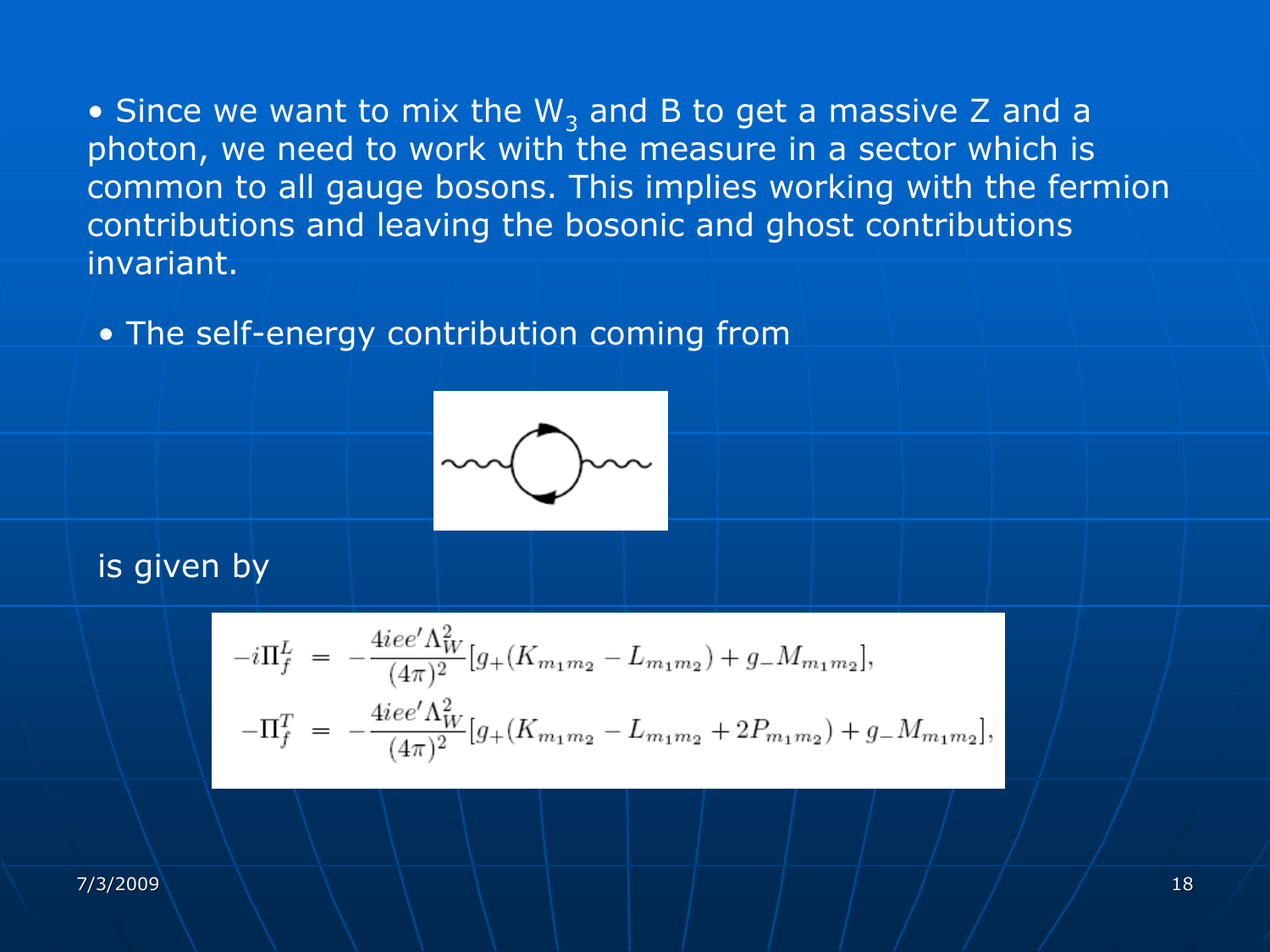- Since we want to mix the $W_3$ and B to get a massive Z and a photon, we need to work with the measure in a sector which is common to all gauge bosons. This implies working with the fermion contributions and leaving the bosonic and ghost contributions invariant.

- The self-energy contribution coming from

is given by

$$
\begin{aligned}
-i\Pi_f^L &= -\frac{4iee'\Lambda_W^2}{(4\pi)^2}[g_+(K_{m_1m_2} - L_{m_1m_2}) + g_- M_{m_1m_2}], \\
-\Pi_f^T &= -\frac{4iee'\Lambda_W^2}{(4\pi)^2}[g_+(K_{m_1m_2} - L_{m_1m_2} + 2P_{m_1m_2}) + g_- M_{m_1m_2}],
\end{aligned}
$$

7/3/2009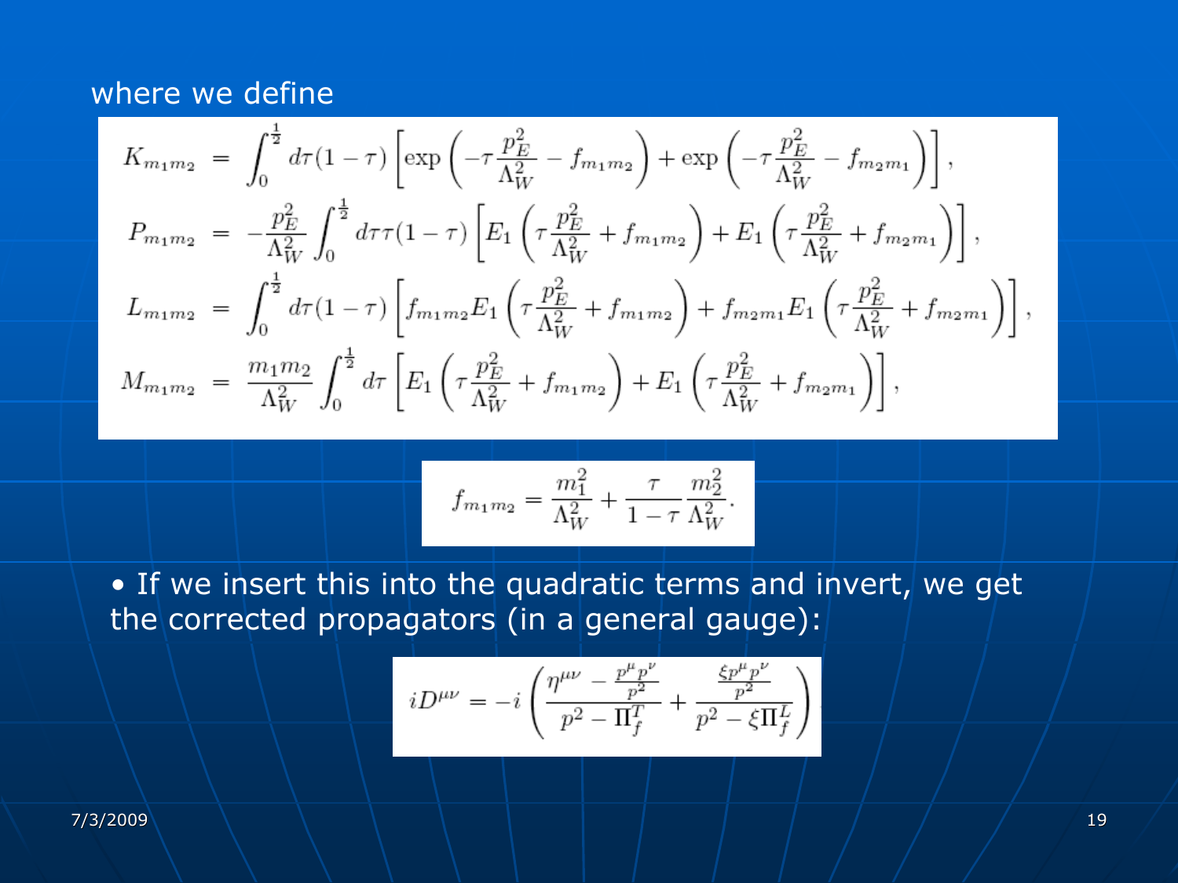where we define

$$
\begin{aligned}
K_{m_1 m_2} &= \int_0^{\frac{1}{2}} d\tau (1-\tau) \left[ \exp\left( -\tau \frac{p_E^2}{\Lambda_W^2} - f_{m_1 m_2} \right) + \exp\left( -\tau \frac{p_E^2}{\Lambda_W^2} - f_{m_2 m_1} \right) \right], \\
P_{m_1 m_2} &= -\frac{p_E^2}{\Lambda_W^2} \int_0^{\frac{1}{2}} d\tau \tau (1-\tau) \left[ E_1\left( \tau \frac{p_E^2}{\Lambda_W^2} + f_{m_1 m_2} \right) + E_1\left( \tau \frac{p_E^2}{\Lambda_W^2} + f_{m_2 m_1} \right) \right], \\
L_{m_1 m_2} &= \int_0^{\frac{1}{2}} d\tau (1-\tau) \left[ f_{m_1 m_2} E_1\left( \tau \frac{p_E^2}{\Lambda_W^2} + f_{m_1 m_2} \right) + f_{m_2 m_1} E_1\left( \tau \frac{p_E^2}{\Lambda_W^2} + f_{m_2 m_1} \right) \right], \\
M_{m_1 m_2} &= \frac{m_1 m_2}{\Lambda_W^2} \int_0^{\frac{1}{2}} d\tau \left[ E_1\left( \tau \frac{p_E^2}{\Lambda_W^2} + f_{m_1 m_2} \right) + E_1\left( \tau \frac{p_E^2}{\Lambda_W^2} + f_{m_2 m_1} \right) \right],
\end{aligned}
$$

$$
f_{m_1 m_2} = \frac{m_1^2}{\Lambda_W^2} + \frac{\tau}{1-\tau} \frac{m_2^2}{\Lambda_W^2}.
$$

- If we insert this into the quadratic terms and invert, we get the corrected propagators (in a general gauge):

$$
iD^{\mu\nu} = -i \left( \frac{\eta^{\mu\nu} - \frac{p^\mu p^\nu}{p^2}}{p^2 - \Pi_f^T} + \frac{\frac{\xi p^\mu p^\nu}{p^2}}{p^2 - \xi \Pi_f^L} \right)
$$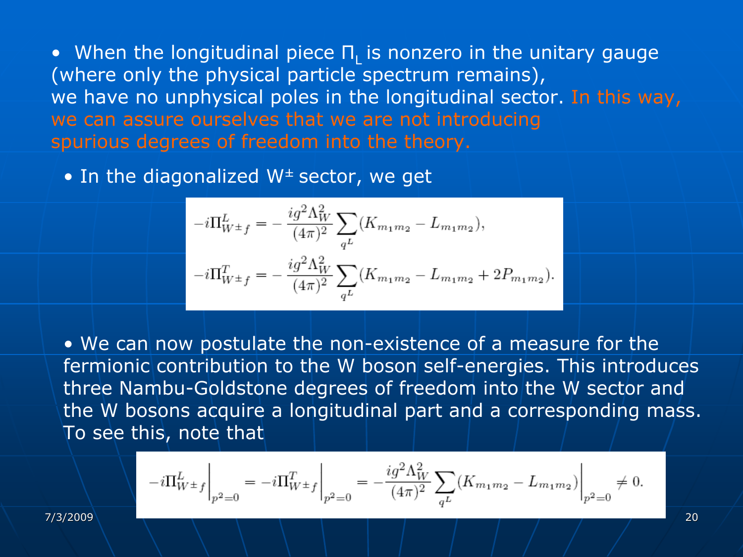- When the longitudinal piece $\Pi_L$ is nonzero in the unitary gauge (where only the physical particle spectrum remains), we have no unphysical poles in the longitudinal sector. In this way, we can assure ourselves that we are not introducing spurious degrees of freedom into the theory.

- In the diagonalized $W^{\pm}$ sector, we get

$$
-i\Pi^L_{W^\pm f} = -\frac{ig^2\Lambda_W^2}{(4\pi)^2}\sum_{q^L}(K_{m_1m_2} - L_{m_1m_2}),
$$

$$
-i\Pi^T_{W^\pm f} = -\frac{ig^2\Lambda_W^2}{(4\pi)^2}\sum_{q^L}(K_{m_1m_2} - L_{m_1m_2} + 2P_{m_1m_2}).
$$

- We can now postulate the non-existence of a measure for the fermionic contribution to the W boson self-energies. This introduces three Nambu-Goldstone degrees of freedom into the W sector and the W bosons acquire a longitudinal part and a corresponding mass. To see this, note that

$$
-i\Pi^L_{W^\pm f}\bigg|_{p^2=0} = -i\Pi^T_{W^\pm f}\bigg|_{p^2=0} = -\frac{ig^2\Lambda_W^2}{(4\pi)^2}\sum_{q^L}(K_{m_1m_2} - L_{m_1m_2})\bigg|_{p^2=0} \neq 0.
$$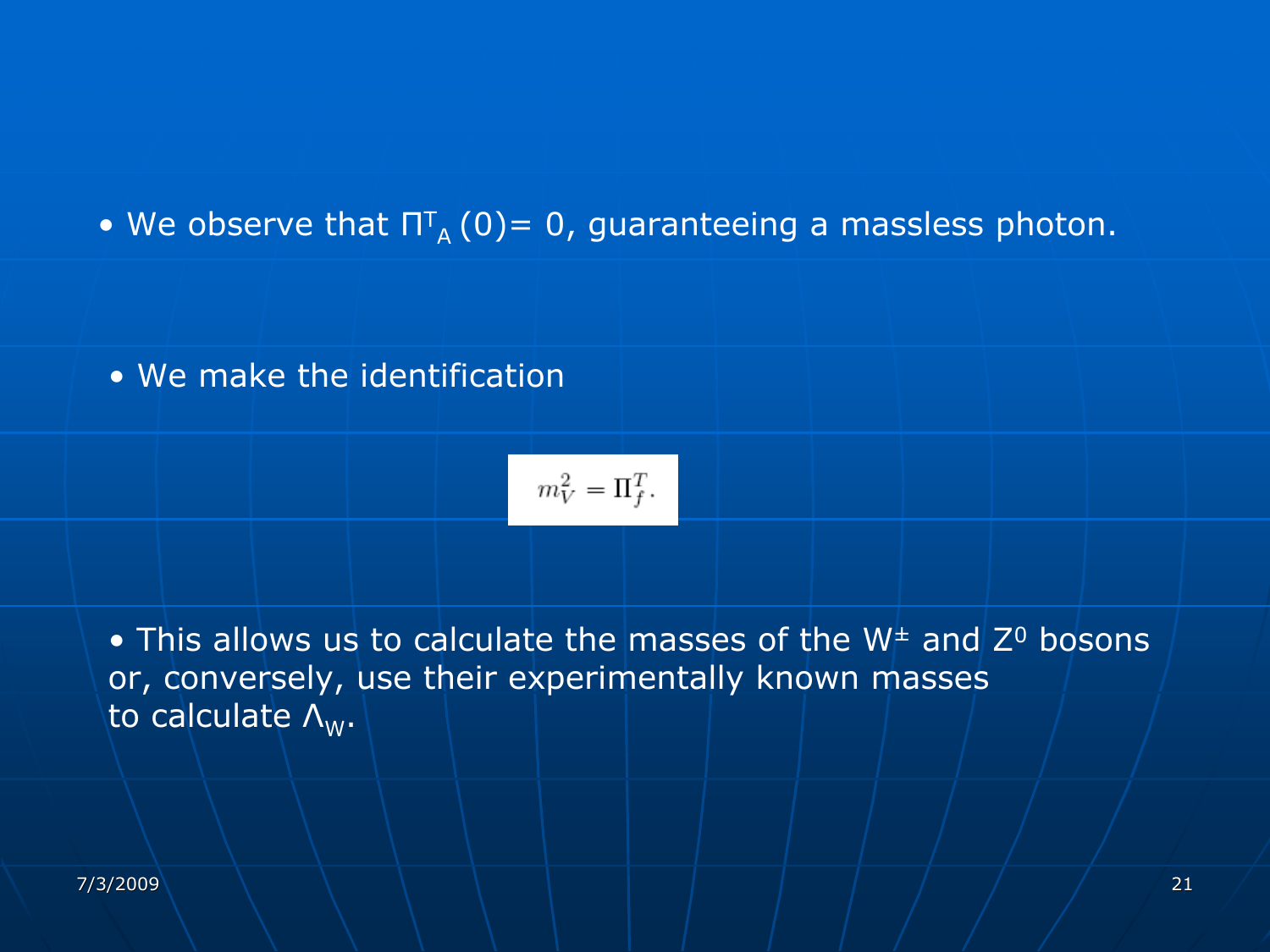- We observe that $\Pi^T_A(0) = 0$, guaranteeing a massless photon.

- We make the identification

$$m_V^2 = \Pi_f^T.$$

- This allows us to calculate the masses of the $W^{\pm}$ and $Z^0$ bosons or, conversely, use their experimentally known masses to calculate $\Lambda_W$.

7/3/2009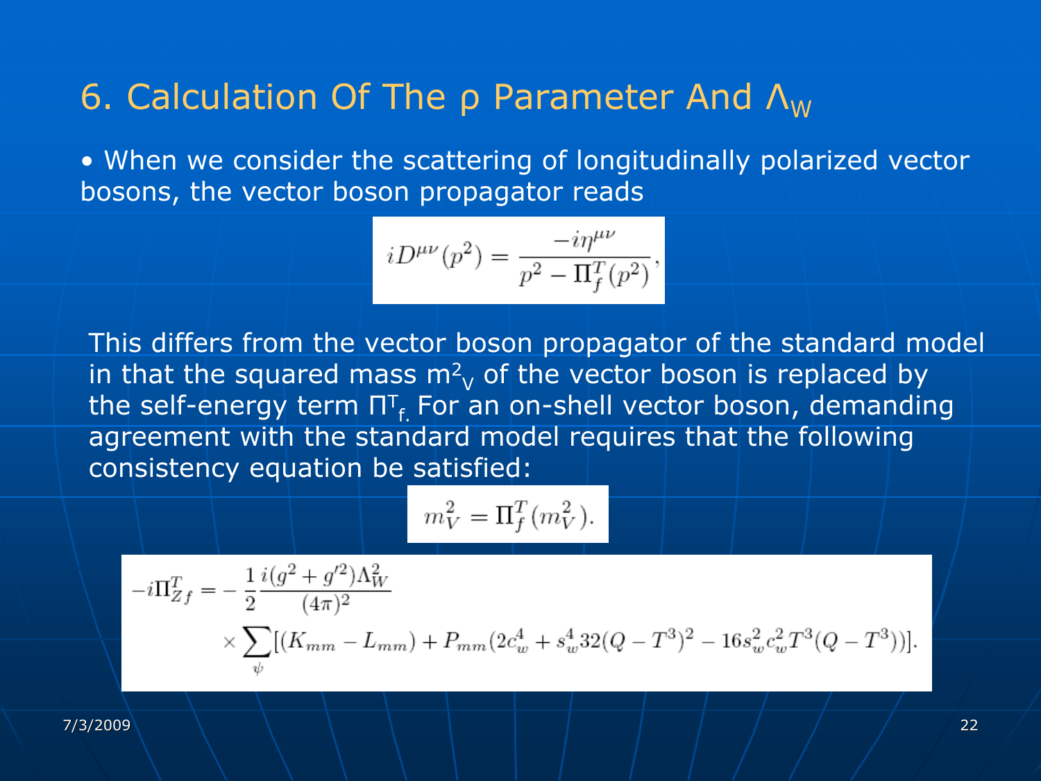# 6. Calculation Of The ρ Parameter And $\Lambda_W$

- When we consider the scattering of longitudinally polarized vector bosons, the vector boson propagator reads

$$iD^{\mu\nu}(p^2) = \frac{-i\eta^{\mu\nu}}{p^2 - \Pi_f^T(p^2)},$$

This differs from the vector boson propagator of the standard model in that the squared mass $m^2_V$ of the vector boson is replaced by the self-energy term $\Pi^T_f$. For an on-shell vector boson, demanding agreement with the standard model requires that the following consistency equation be satisfied:

$$m_V^2 = \Pi_f^T(m_V^2).$$

$$-i\Pi_{Zf}^T = -\frac{1}{2}\frac{i(g^2+g'^2)\Lambda_W^2}{(4\pi)^2} \times \sum_\psi [(K_{mm} - L_{mm}) + P_{mm}(2c_w^4 + s_w^4 32(Q-T^3)^2 - 16 s_w^2 c_w^2 T^3(Q-T^3))].$$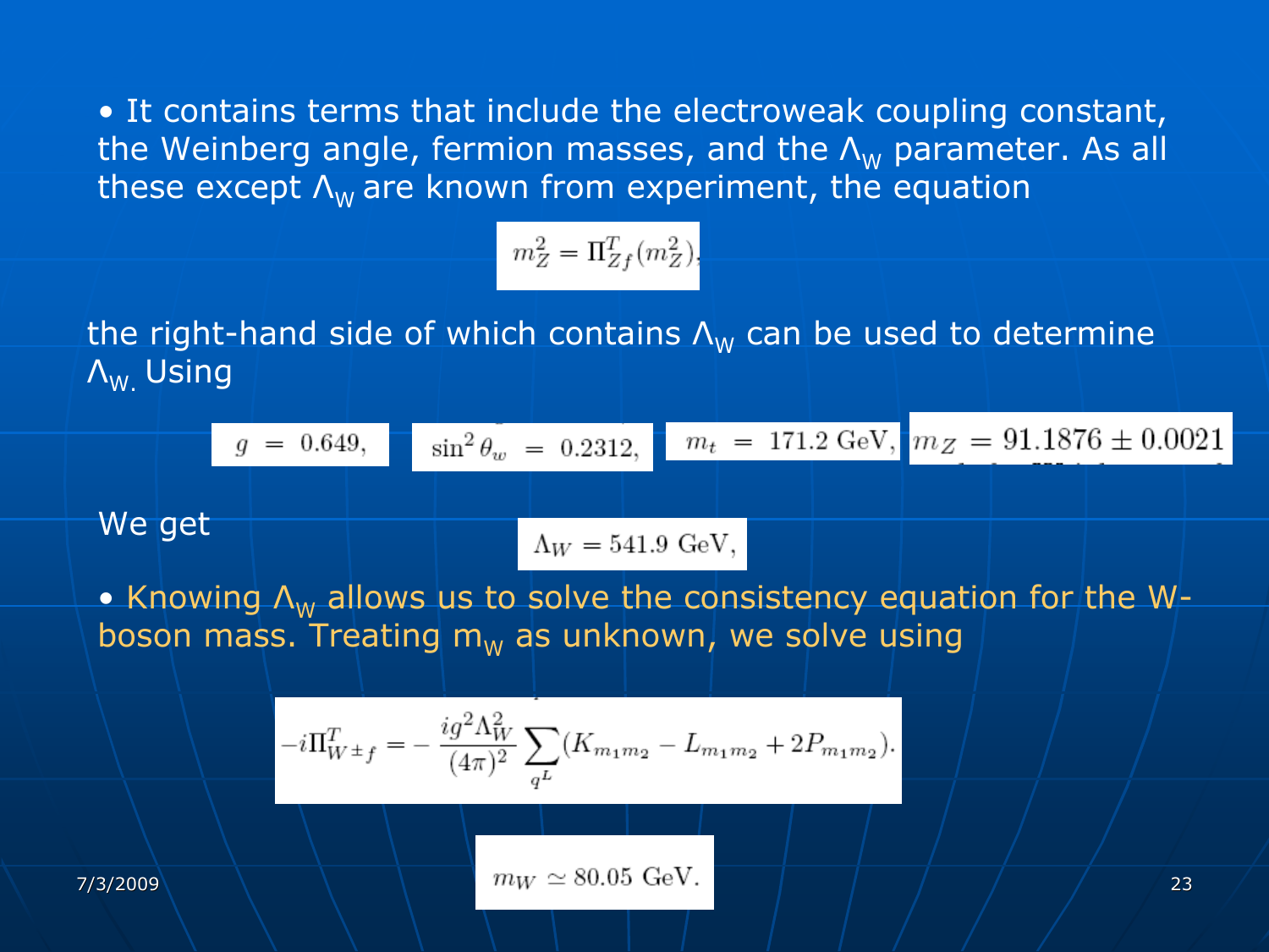- It contains terms that include the electroweak coupling constant, the Weinberg angle, fermion masses, and the $\Lambda_W$ parameter. As all these except $\Lambda_W$ are known from experiment, the equation

$$m_Z^2 = \Pi_{Zf}^T(m_Z^2),$$

the right-hand side of which contains $\Lambda_W$ can be used to determine $\Lambda_W$. Using

$$g = 0.649, \quad \sin^2\theta_w = 0.2312, \quad m_t = 171.2 \text{ GeV}, \quad m_Z = 91.1876 \pm 0.0021$$

We get

$$\Lambda_W = 541.9 \text{ GeV},$$

- Knowing $\Lambda_W$ allows us to solve the consistency equation for the W-boson mass. Treating $m_W$ as unknown, we solve using

$$-i\Pi_{W^\pm f}^T = -\frac{ig^2\Lambda_W^2}{(4\pi)^2}\sum_{q^L}(K_{m_1m_2} - L_{m_1m_2} + 2P_{m_1m_2}).$$

$$m_W \simeq 80.05 \text{ GeV}.$$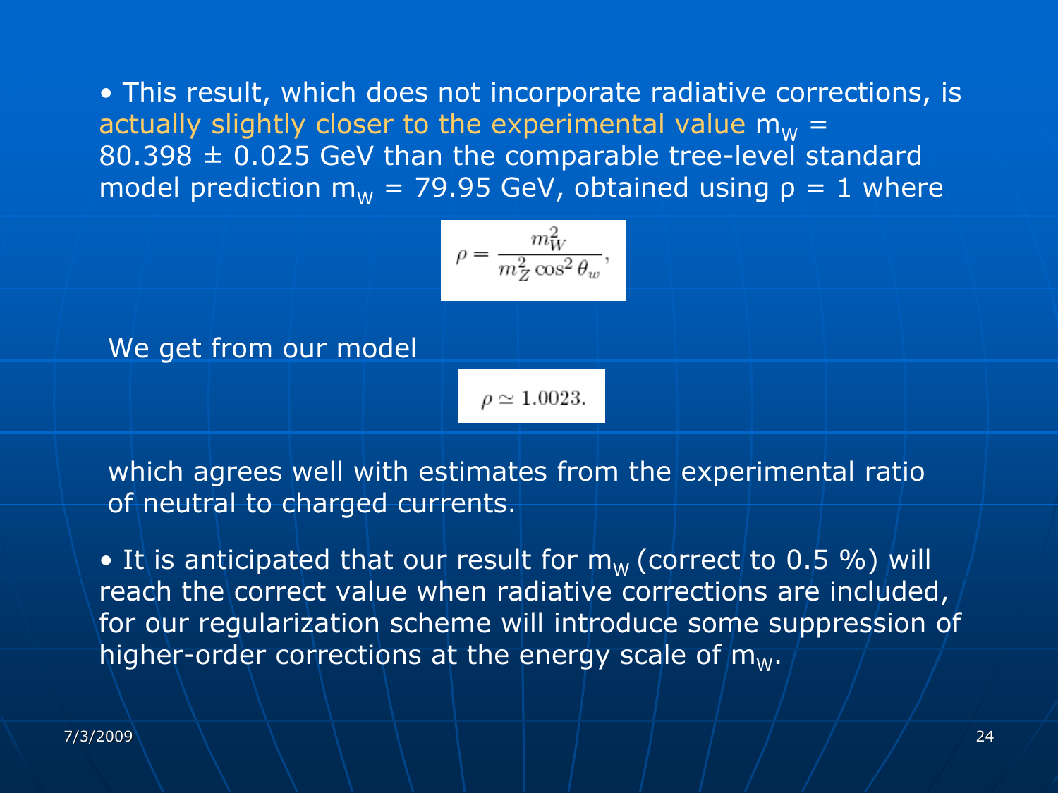- This result, which does not incorporate radiative corrections, is actually slightly closer to the experimental value $m_W = 80.398 \pm 0.025$ GeV than the comparable tree-level standard model prediction $m_W = 79.95$ GeV, obtained using $\rho = 1$ where

$$\rho = \frac{m_W^2}{m_Z^2 \cos^2 \theta_w},$$

We get from our model

$$\rho \simeq 1.0023.$$

which agrees well with estimates from the experimental ratio of neutral to charged currents.

- It is anticipated that our result for $m_W$ (correct to 0.5 %) will reach the correct value when radiative corrections are included, for our regularization scheme will introduce some suppression of higher-order corrections at the energy scale of $m_W$.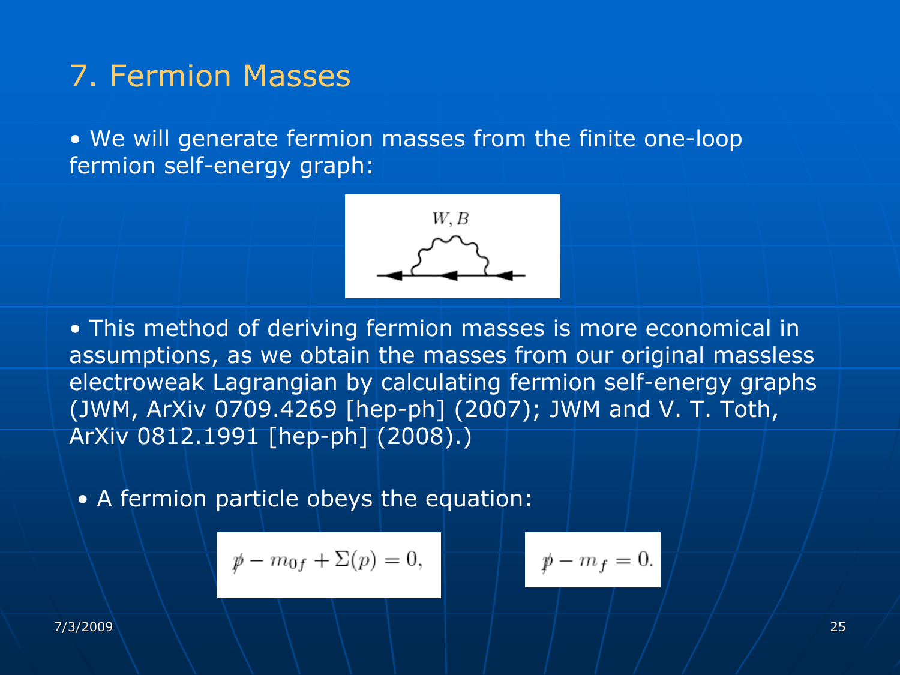## 7. Fermion Masses

- We will generate fermion masses from the finite one-loop fermion self-energy graph:

- This method of deriving fermion masses is more economical in assumptions, as we obtain the masses from our original massless electroweak Lagrangian by calculating fermion self-energy graphs (JWM, ArXiv 0709.4269 [hep-ph] (2007); JWM and V. T. Toth, ArXiv 0812.1991 [hep-ph] (2008).)

- A fermion particle obeys the equation:

$$\not{p} - m_{0f} + \Sigma(p) = 0,$$

$$\not{p} - m_f = 0.$$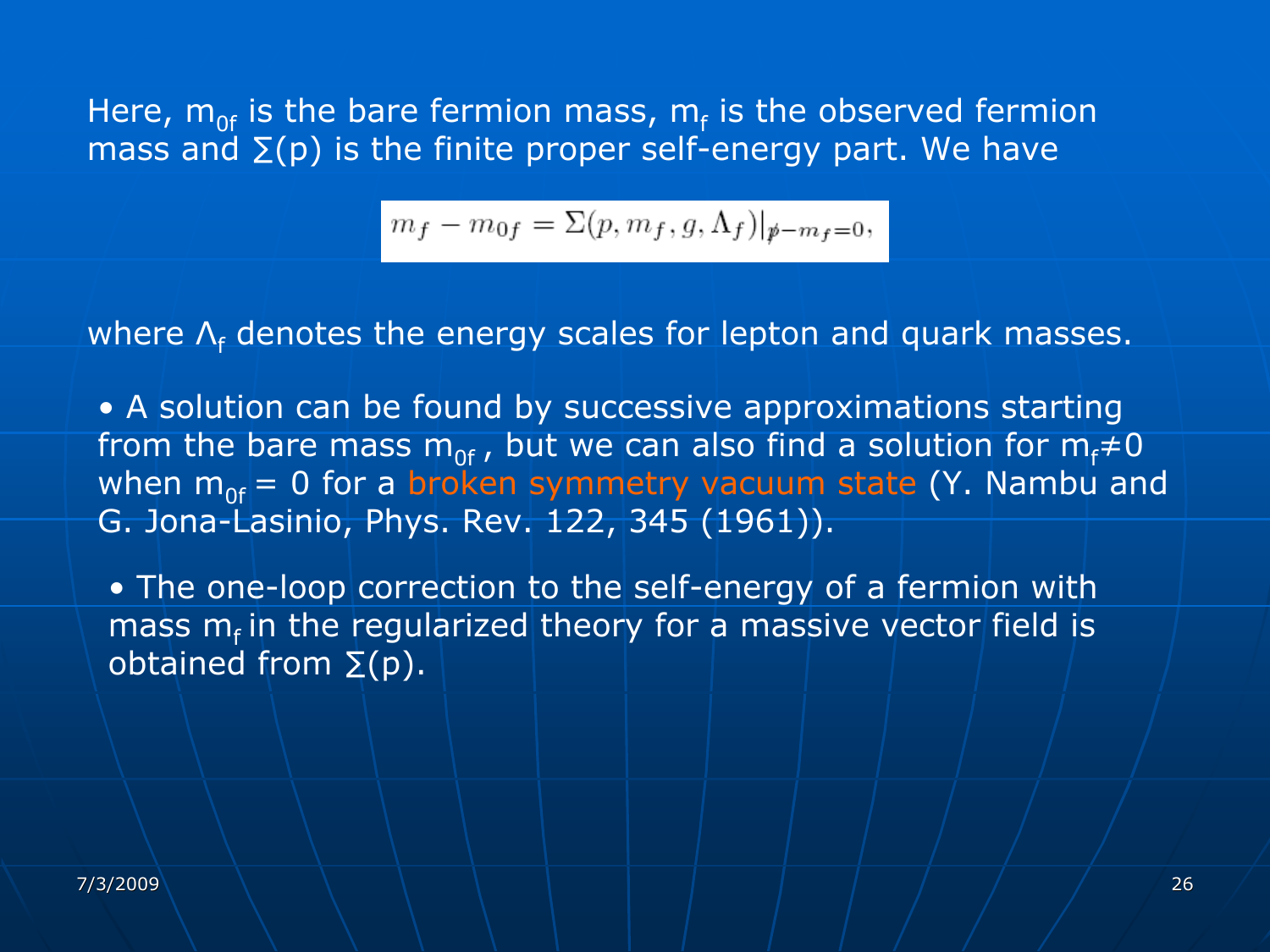Here, $m_{0f}$ is the bare fermion mass, $m_f$ is the observed fermion mass and $\Sigma(p)$ is the finite proper self-energy part. We have

$$m_f - m_{0f} = \Sigma(p, m_f, g, \Lambda_f)|_{\not{p} - m_f = 0},$$

where $\Lambda_f$ denotes the energy scales for lepton and quark masses.

- A solution can be found by successive approximations starting from the bare mass $m_{0f}$, but we can also find a solution for $m_f \neq 0$ when $m_{0f} = 0$ for a broken symmetry vacuum state (Y. Nambu and G. Jona-Lasinio, Phys. Rev. 122, 345 (1961)).

- The one-loop correction to the self-energy of a fermion with mass $m_f$ in the regularized theory for a massive vector field is obtained from $\Sigma(p)$.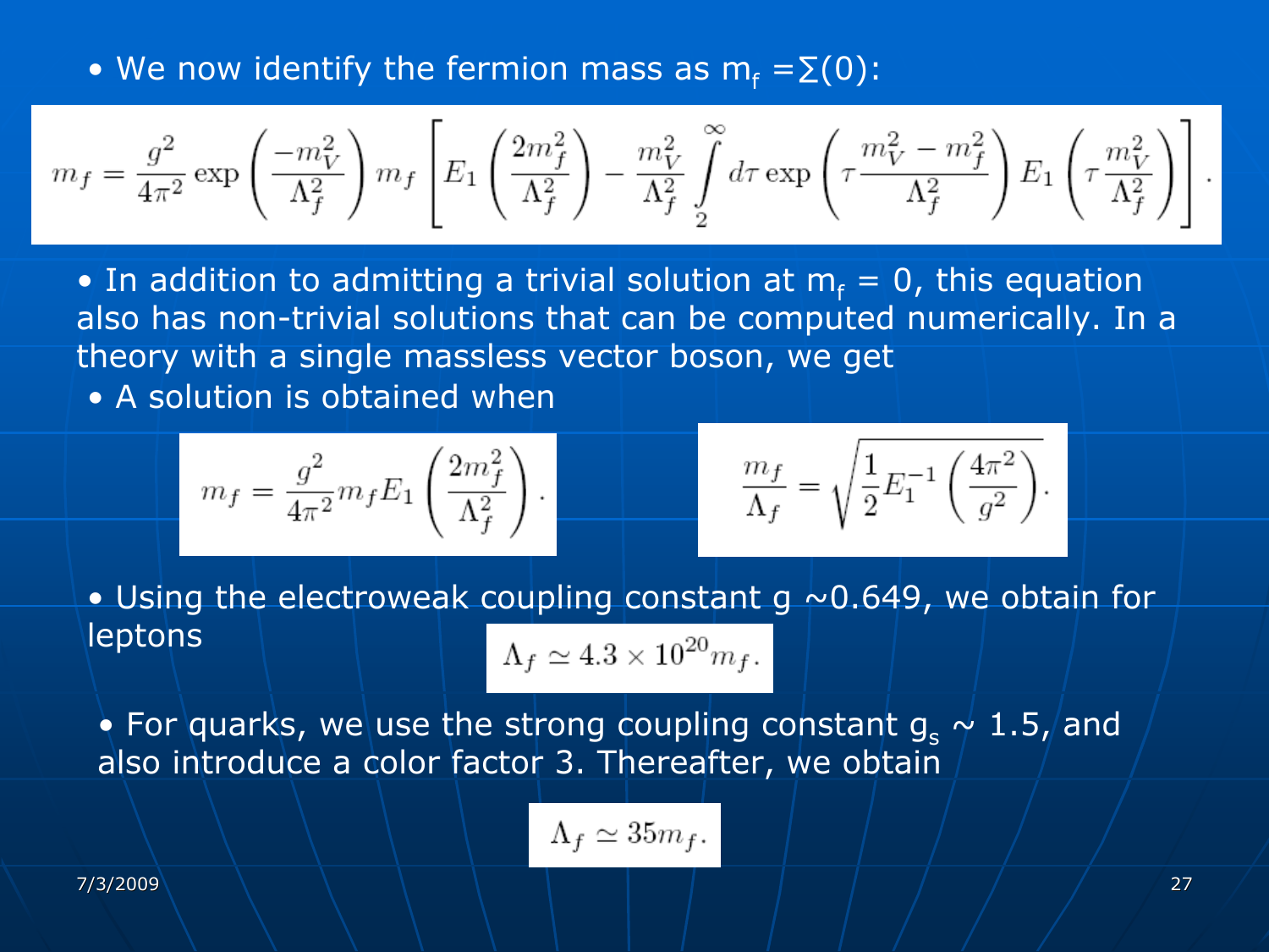- We now identify the fermion mass as $m_f = \Sigma(0)$:

$$m_f = \frac{g^2}{4\pi^2} \exp\left(\frac{-m_V^2}{\Lambda_f^2}\right) m_f \left[ E_1\left(\frac{2m_f^2}{\Lambda_f^2}\right) - \frac{m_V^2}{\Lambda_f^2} \int_2^\infty d\tau \exp\left(\tau \frac{m_V^2 - m_f^2}{\Lambda_f^2}\right) E_1\left(\tau \frac{m_V^2}{\Lambda_f^2}\right) \right].$$

- In addition to admitting a trivial solution at $m_f = 0$, this equation also has non-trivial solutions that can be computed numerically. In a theory with a single massless vector boson, we get
- A solution is obtained when

$$m_f = \frac{g^2}{4\pi^2} m_f E_1\left(\frac{2m_f^2}{\Lambda_f^2}\right).$$

$$\frac{m_f}{\Lambda_f} = \sqrt{\frac{1}{2} E_1^{-1}\left(\frac{4\pi^2}{g^2}\right)}.$$

- Using the electroweak coupling constant $g \sim 0.649$, we obtain for leptons

$$\Lambda_f \simeq 4.3 \times 10^{20} m_f.$$

- For quarks, we use the strong coupling constant $g_s \sim 1.5$, and also introduce a color factor 3. Thereafter, we obtain

$$\Lambda_f \simeq 35 m_f.$$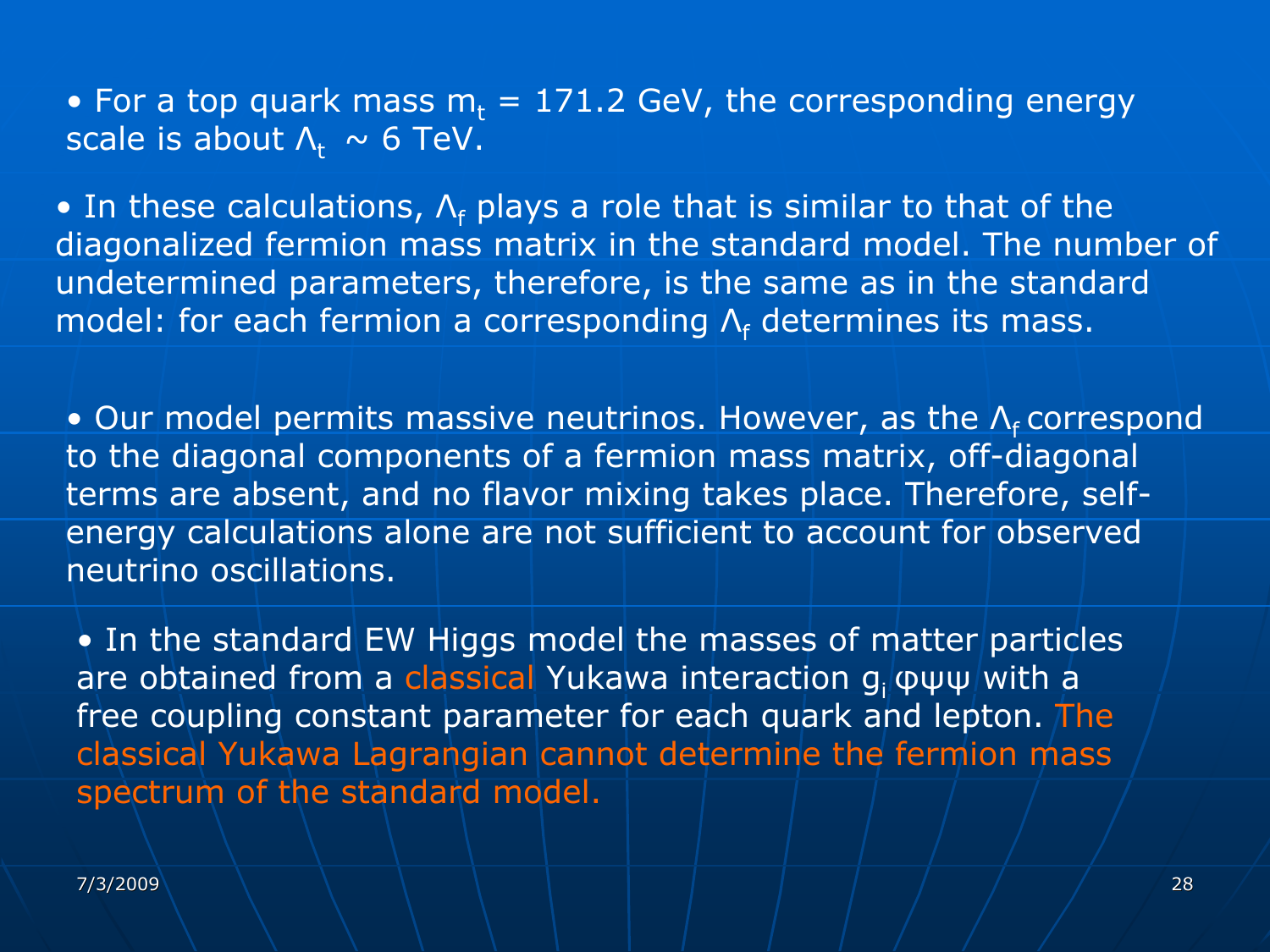- For a top quark mass $m_t$ = 171.2 GeV, the corresponding energy scale is about $\Lambda_t$ ~ 6 TeV.

- In these calculations, $\Lambda_f$ plays a role that is similar to that of the diagonalized fermion mass matrix in the standard model. The number of undetermined parameters, therefore, is the same as in the standard model: for each fermion a corresponding $\Lambda_f$ determines its mass.

- Our model permits massive neutrinos. However, as the $\Lambda_f$ correspond to the diagonal components of a fermion mass matrix, off-diagonal terms are absent, and no flavor mixing takes place. Therefore, self-energy calculations alone are not sufficient to account for observed neutrino oscillations.

- In the standard EW Higgs model the masses of matter particles are obtained from a classical Yukawa interaction $g_i\, \varphi\psi\psi$ with a free coupling constant parameter for each quark and lepton. The classical Yukawa Lagrangian cannot determine the fermion mass spectrum of the standard model.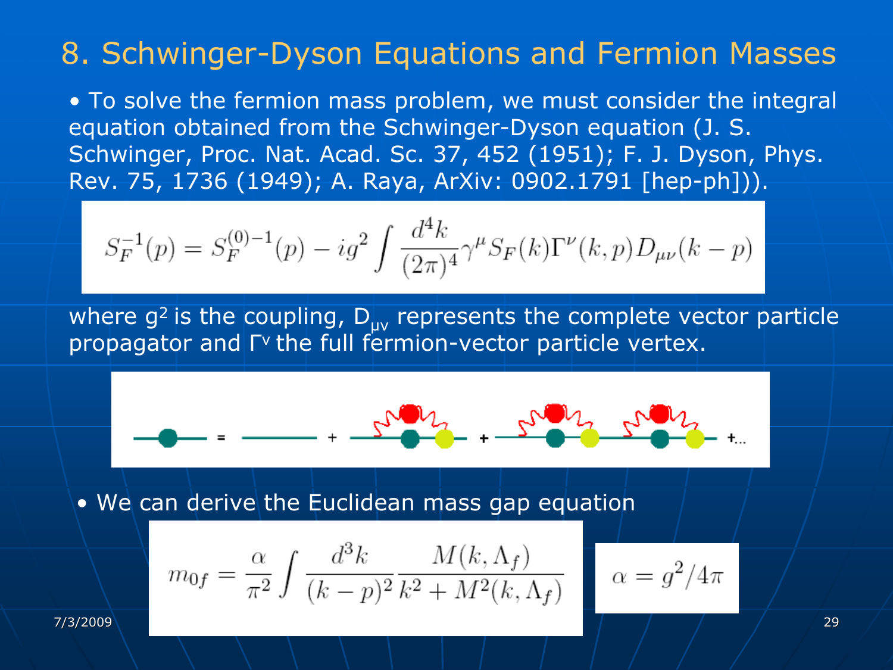# 8. Schwinger-Dyson Equations and Fermion Masses

- To solve the fermion mass problem, we must consider the integral equation obtained from the Schwinger-Dyson equation (J. S. Schwinger, Proc. Nat. Acad. Sc. 37, 452 (1951); F. J. Dyson, Phys. Rev. 75, 1736 (1949); A. Raya, ArXiv: 0902.1791 [hep-ph])).

$$S_F^{-1}(p) = S_F^{(0)-1}(p) - ig^2 \int \frac{d^4k}{(2\pi)^4} \gamma^\mu S_F(k) \Gamma^\nu(k,p) D_{\mu\nu}(k-p)$$

where $g^2$ is the coupling, $D_{\mu\nu}$ represents the complete vector particle propagator and $\Gamma^\nu$ the full fermion-vector particle vertex.

- We can derive the Euclidean mass gap equation

$$m_{0f} = \frac{\alpha}{\pi^2} \int \frac{d^3k}{(k-p)^2} \frac{M(k,\Lambda_f)}{k^2 + M^2(k,\Lambda_f)}$$

$$\alpha = g^2/4\pi$$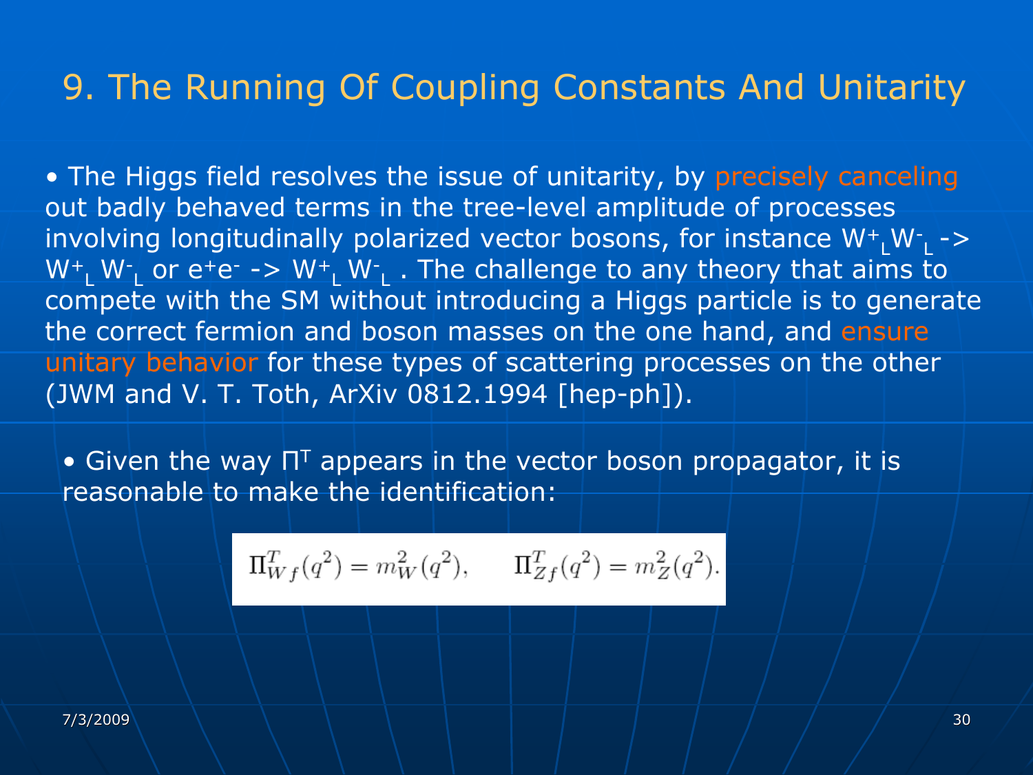# 9. The Running Of Coupling Constants And Unitarity

- The Higgs field resolves the issue of unitarity, by precisely canceling out badly behaved terms in the tree-level amplitude of processes involving longitudinally polarized vector bosons, for instance $W^+_L W^-_L \to W^+_L W^-_L$ or $e^+e^- \to W^+_L W^-_L$ . The challenge to any theory that aims to compete with the SM without introducing a Higgs particle is to generate the correct fermion and boson masses on the one hand, and ensure unitary behavior for these types of scattering processes on the other (JWM and V. T. Toth, ArXiv 0812.1994 [hep-ph]).

- Given the way $\Pi^T$ appears in the vector boson propagator, it is reasonable to make the identification:

$$\Pi^T_{Wf}(q^2) = m^2_W(q^2), \qquad \Pi^T_{Zf}(q^2) = m^2_Z(q^2).$$

7/3/2009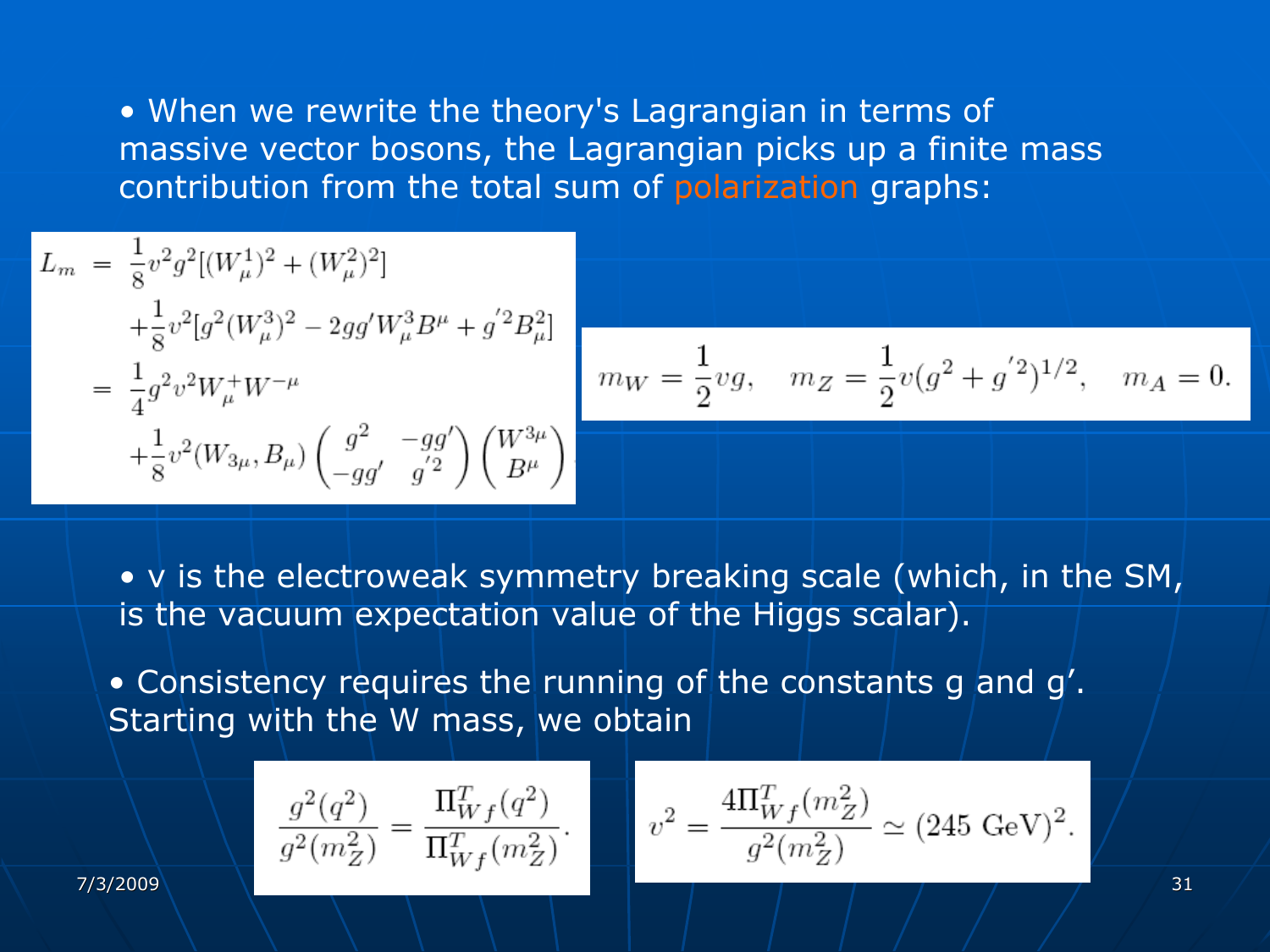- When we rewrite the theory's Lagrangian in terms of massive vector bosons, the Lagrangian picks up a finite mass contribution from the total sum of polarization graphs:

$$
\begin{aligned}
L_m &= \frac{1}{8}v^2 g^2[(W_\mu^1)^2 + (W_\mu^2)^2] \\
&\quad + \frac{1}{8}v^2[g^2(W_\mu^3)^2 - 2gg' W_\mu^3 B^\mu + g'^2 B_\mu^2] \\
&= \frac{1}{4}g^2 v^2 W_\mu^+ W^{-\mu} \\
&\quad + \frac{1}{8}v^2 (W_{3\mu}, B_\mu) \begin{pmatrix} g^2 & -gg' \\ -gg' & g'^2 \end{pmatrix} \begin{pmatrix} W^{3\mu} \\ B^\mu \end{pmatrix}
\end{aligned}
$$

$$
m_W = \frac{1}{2}vg, \quad m_Z = \frac{1}{2}v(g^2 + g'^2)^{1/2}, \quad m_A = 0.
$$

- $v$ is the electroweak symmetry breaking scale (which, in the SM, is the vacuum expectation value of the Higgs scalar).

- Consistency requires the running of the constants $g$ and $g'$. Starting with the W mass, we obtain

$$
\frac{g^2(q^2)}{g^2(m_Z^2)} = \frac{\Pi_{Wf}^T(q^2)}{\Pi_{Wf}^T(m_Z^2)}.
$$

$$
v^2 = \frac{4\Pi_{Wf}^T(m_Z^2)}{g^2(m_Z^2)} \simeq (245 \text{ GeV})^2.
$$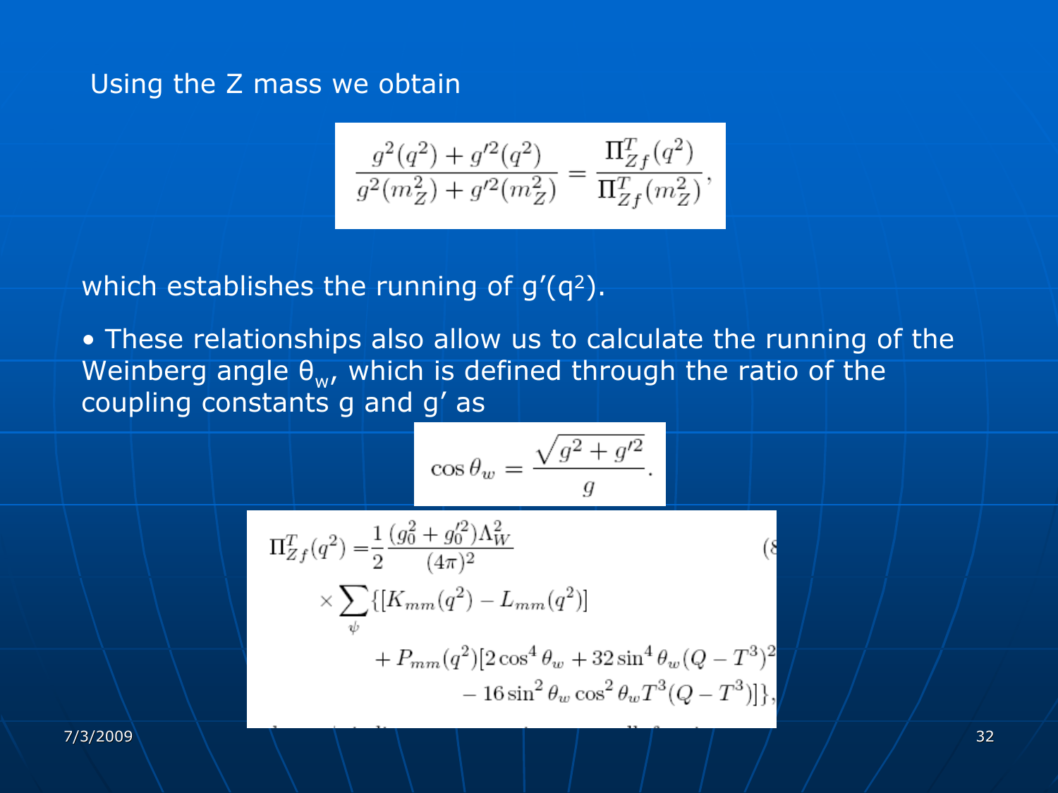Using the Z mass we obtain

$$\frac{g^2(q^2) + g'^2(q^2)}{g^2(m_Z^2) + g'^2(m_Z^2)} = \frac{\Pi^T_{Zf}(q^2)}{\Pi^T_{Zf}(m_Z^2)},$$

which establishes the running of $g'(q^2)$.

- These relationships also allow us to calculate the running of the Weinberg angle $\theta_w$, which is defined through the ratio of the coupling constants g and g′ as

$$\cos\theta_w = \frac{\sqrt{g^2 + g'^2}}{g}.$$

$$\begin{aligned}
\Pi^T_{Zf}(q^2) = & \frac{1}{2}\frac{(g_0^2 + g_0'^2)\Lambda_W^2}{(4\pi)^2} \\
& \times \sum_\psi \{[K_{mm}(q^2) - L_{mm}(q^2)] \\
& \quad + P_{mm}(q^2)[2\cos^4\theta_w + 32\sin^4\theta_w(Q - T^3)^2 \\
& \quad - 16\sin^2\theta_w\cos^2\theta_w T^3(Q - T^3)]\},
\end{aligned} \quad (8$$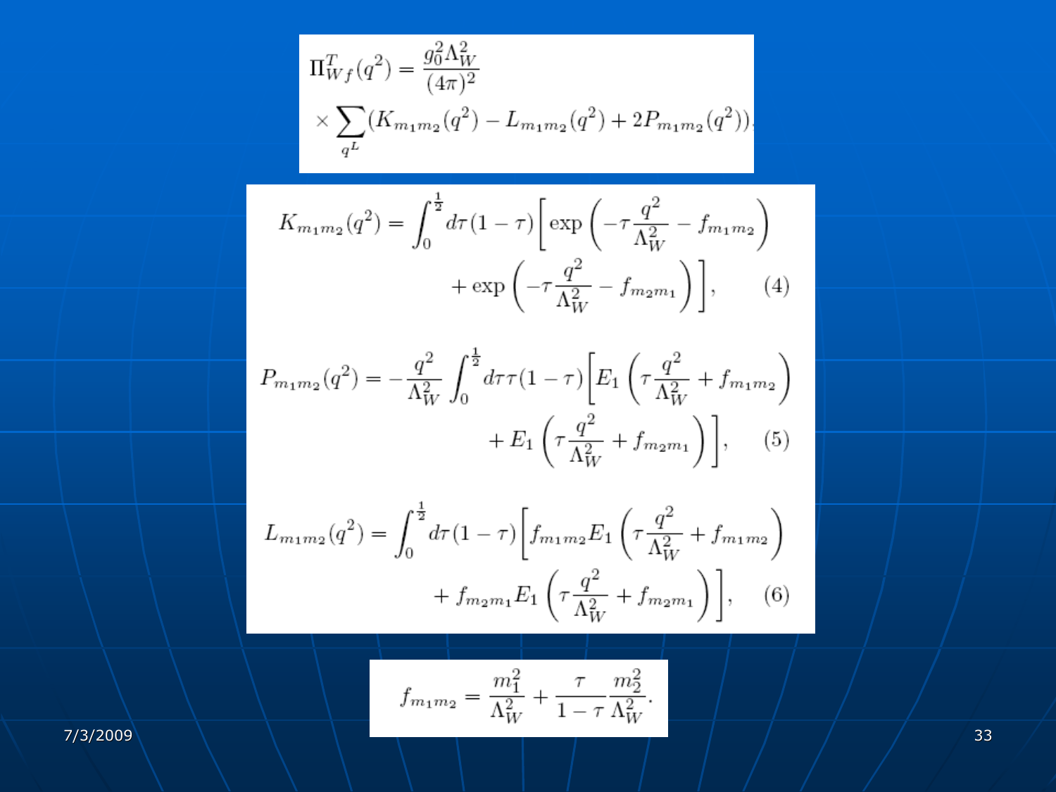$$\Pi^T_{Wf}(q^2) = \frac{g_0^2 \Lambda_W^2}{(4\pi)^2} \times \sum_{q^L} (K_{m_1 m_2}(q^2) - L_{m_1 m_2}(q^2) + 2P_{m_1 m_2}(q^2)),$$

$$K_{m_1 m_2}(q^2) = \int_0^{\frac{1}{2}} d\tau (1-\tau) \left[ \exp\left( -\tau \frac{q^2}{\Lambda_W^2} - f_{m_1 m_2} \right) + \exp\left( -\tau \frac{q^2}{\Lambda_W^2} - f_{m_2 m_1} \right) \right], \tag{4}$$

$$P_{m_1 m_2}(q^2) = -\frac{q^2}{\Lambda_W^2} \int_0^{\frac{1}{2}} d\tau \tau (1-\tau) \left[ E_1\left( \tau \frac{q^2}{\Lambda_W^2} + f_{m_1 m_2} \right) + E_1\left( \tau \frac{q^2}{\Lambda_W^2} + f_{m_2 m_1} \right) \right], \tag{5}$$

$$L_{m_1 m_2}(q^2) = \int_0^{\frac{1}{2}} d\tau (1-\tau) \left[ f_{m_1 m_2} E_1\left( \tau \frac{q^2}{\Lambda_W^2} + f_{m_1 m_2} \right) + f_{m_2 m_1} E_1\left( \tau \frac{q^2}{\Lambda_W^2} + f_{m_2 m_1} \right) \right], \tag{6}$$

$$f_{m_1 m_2} = \frac{m_1^2}{\Lambda_W^2} + \frac{\tau}{1-\tau} \frac{m_2^2}{\Lambda_W^2}.$$

7/3/2009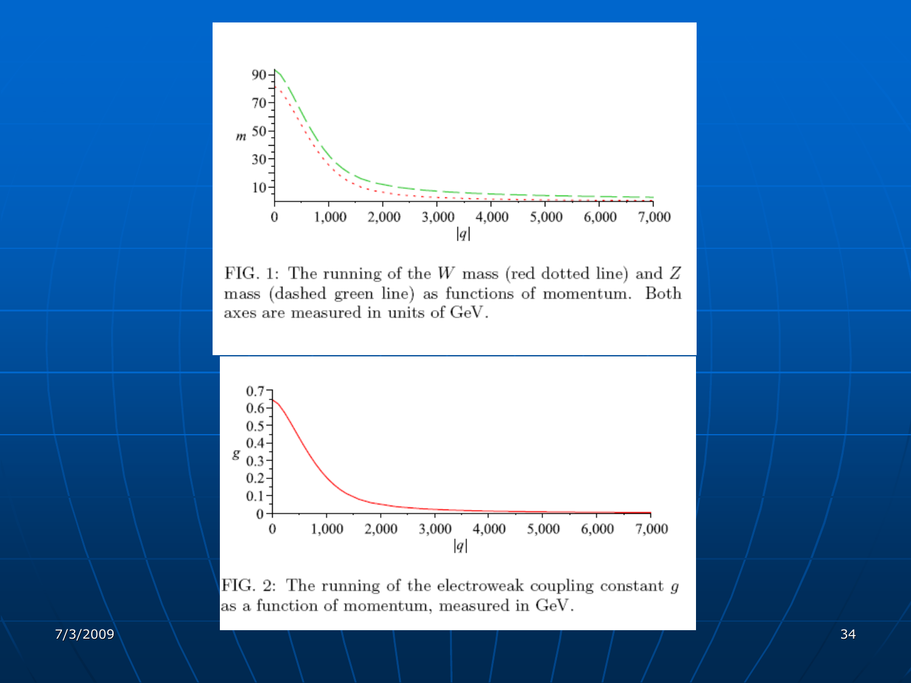FIG. 1: The running of the $W$ mass (red dotted line) and $Z$ mass (dashed green line) as functions of momentum. Both axes are measured in units of GeV.

FIG. 2: The running of the electroweak coupling constant $g$ as a function of momentum, measured in GeV.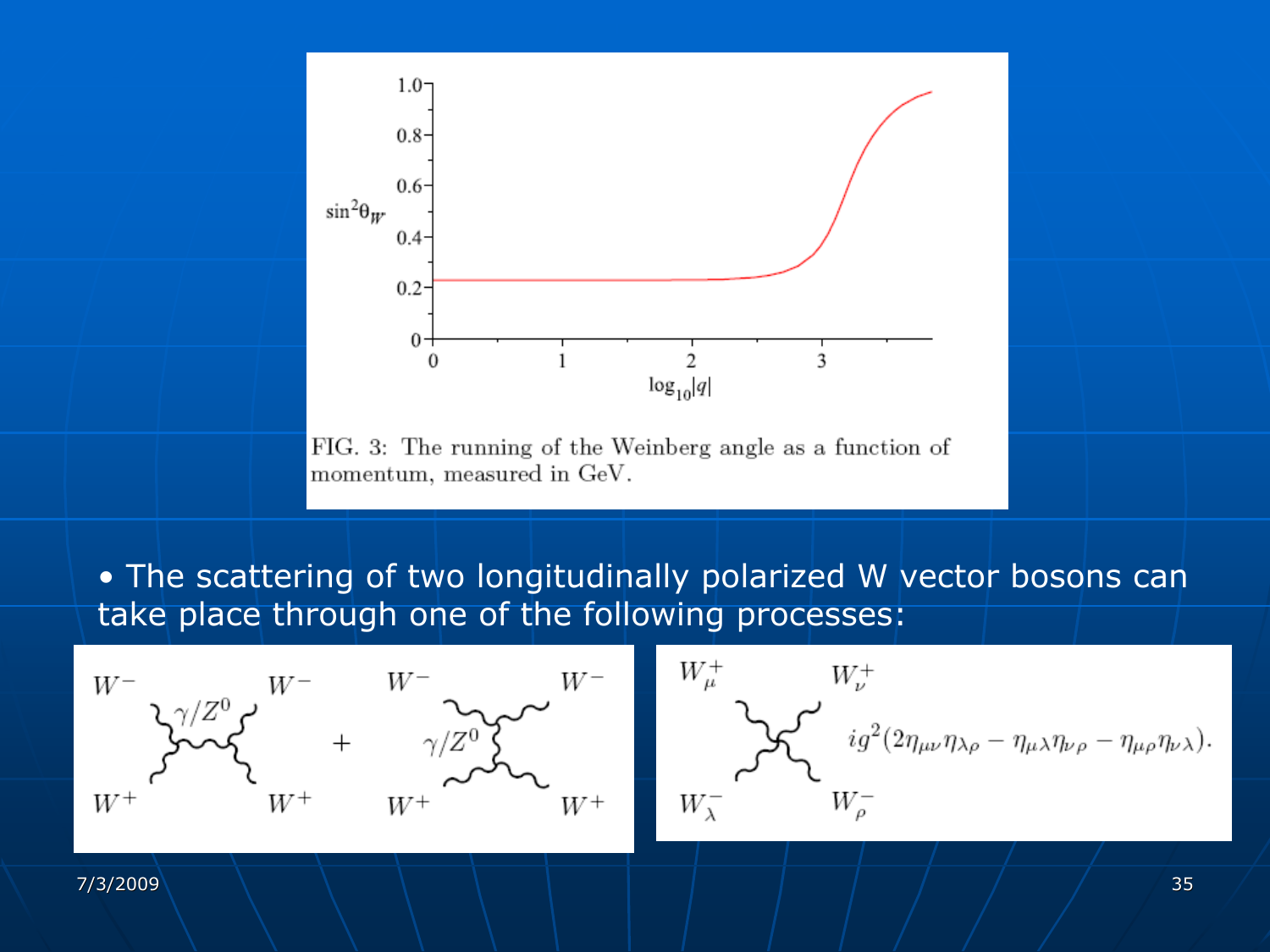FIG. 3: The running of the Weinberg angle as a function of momentum, measured in GeV.

- The scattering of two longitudinally polarized W vector bosons can take place through one of the following processes:

$$ig^2(2\eta_{\mu\nu}\eta_{\lambda\rho} - \eta_{\mu\lambda}\eta_{\nu\rho} - \eta_{\mu\rho}\eta_{\nu\lambda}).$$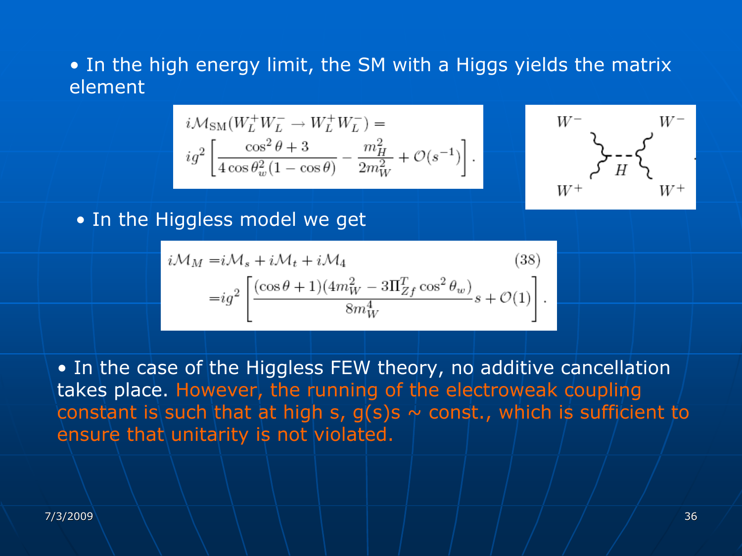- In the high energy limit, the SM with a Higgs yields the matrix element

$$i\mathcal{M}_{\rm SM}(W_L^+W_L^- \to W_L^+W_L^-) = ig^2\left[\frac{\cos^2\theta + 3}{4\cos\theta_w^2(1-\cos\theta)} - \frac{m_H^2}{2m_W^2} + \mathcal{O}(s^{-1})\right].$$

- In the Higgless model we get

$$\begin{aligned} i\mathcal{M}_M =& i\mathcal{M}_s + i\mathcal{M}_t + i\mathcal{M}_4 \qquad (38)\\ =& ig^2\left[\frac{(\cos\theta+1)(4m_W^2 - 3\Pi_{Zf}^T\cos^2\theta_w)}{8m_W^4}s + \mathcal{O}(1)\right]. \end{aligned}$$

- In the case of the Higgless FEW theory, no additive cancellation takes place. However, the running of the electroweak coupling constant is such that at high s, g(s)s ~ const., which is sufficient to ensure that unitarity is not violated.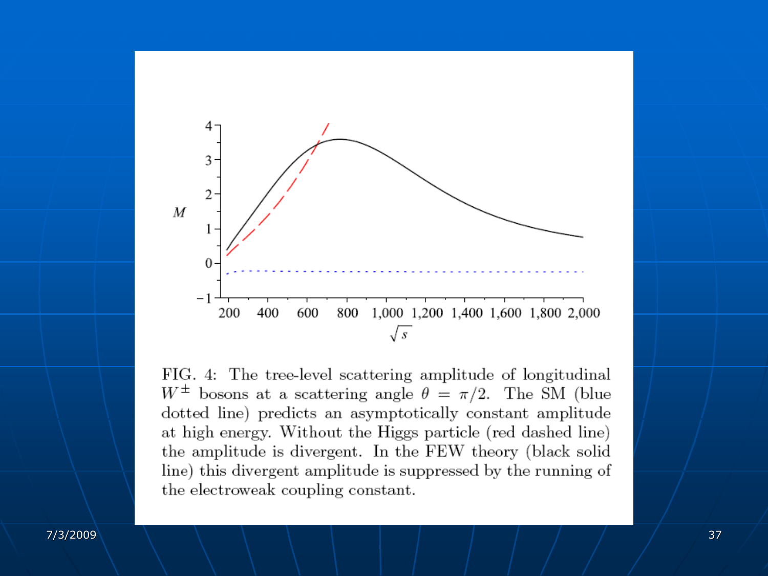FIG. 4: The tree-level scattering amplitude of longitudinal $W^{\pm}$ bosons at a scattering angle $\theta = \pi/2$. The SM (blue dotted line) predicts an asymptotically constant amplitude at high energy. Without the Higgs particle (red dashed line) the amplitude is divergent. In the FEW theory (black solid line) this divergent amplitude is suppressed by the running of the electroweak coupling constant.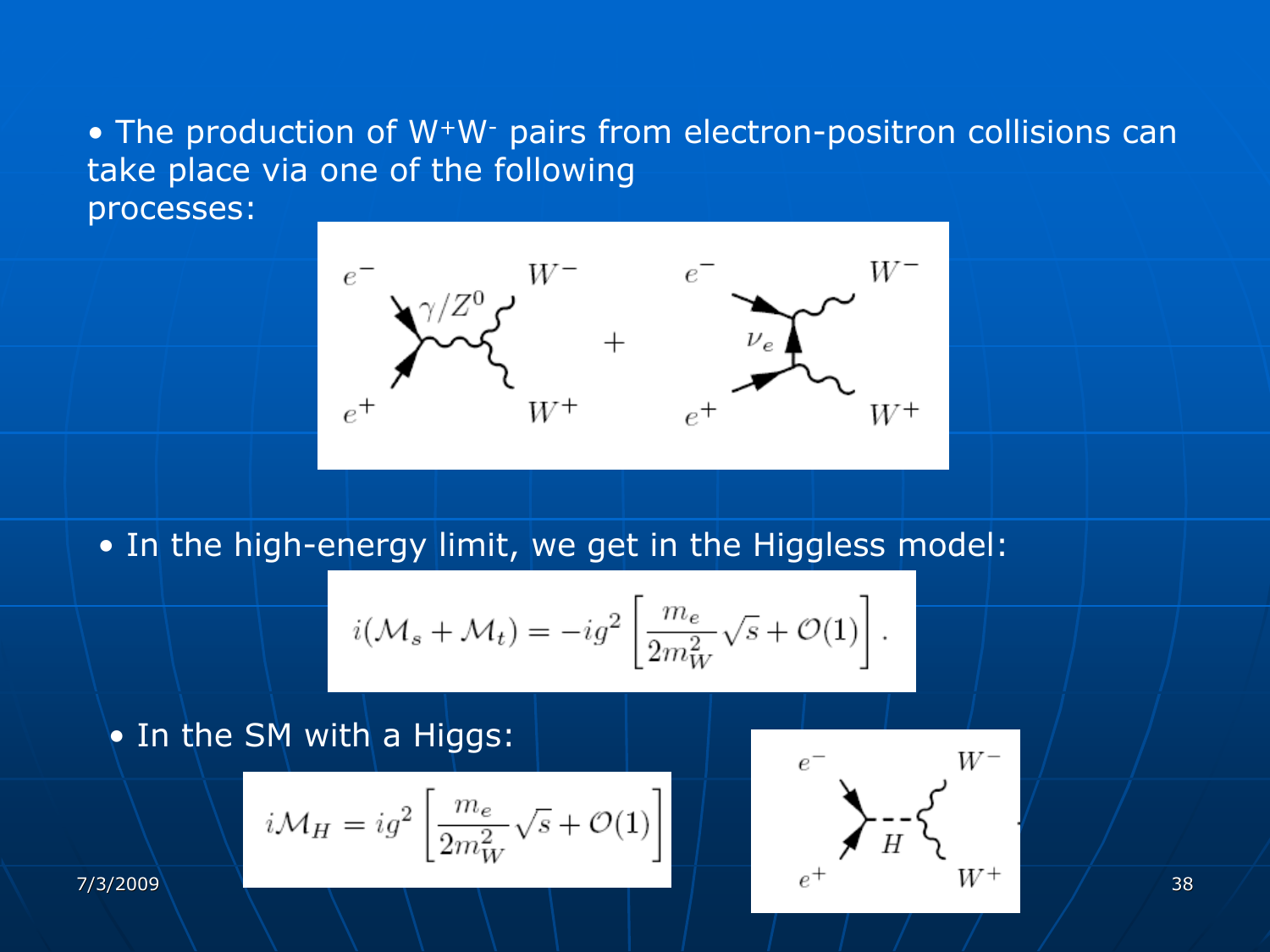- The production of $W^+W^-$ pairs from electron-positron collisions can take place via one of the following processes:

- In the high-energy limit, we get in the Higgless model:

$$i(\mathcal{M}_s + \mathcal{M}_t) = -ig^2 \left[ \frac{m_e}{2m_W^2} \sqrt{s} + \mathcal{O}(1) \right].$$

- In the SM with a Higgs:

$$i\mathcal{M}_H = ig^2 \left[ \frac{m_e}{2m_W^2} \sqrt{s} + \mathcal{O}(1) \right]$$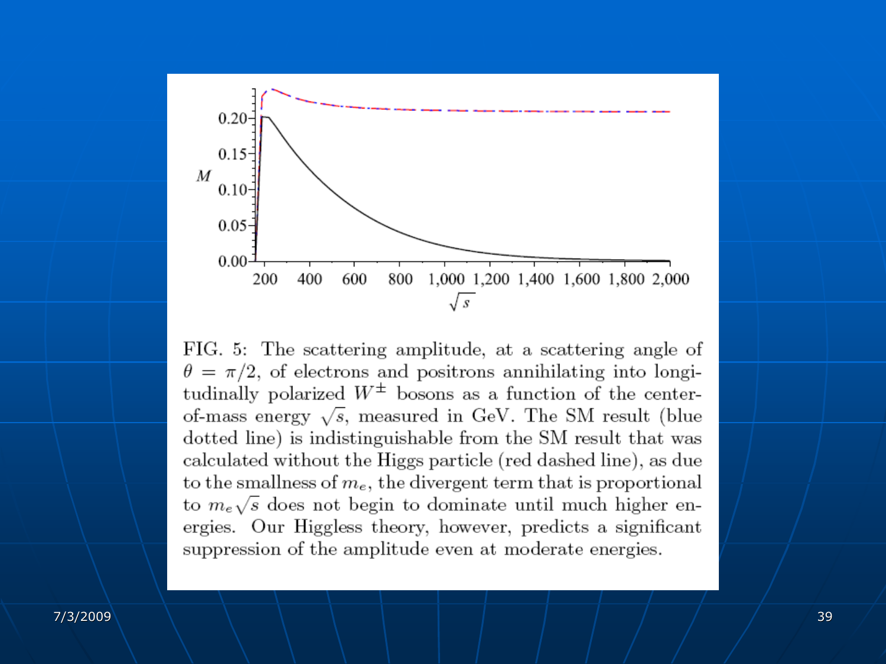FIG. 5: The scattering amplitude, at a scattering angle of $\theta = \pi/2$, of electrons and positrons annihilating into longitudinally polarized $W^{\pm}$ bosons as a function of the center-of-mass energy $\sqrt{s}$, measured in GeV. The SM result (blue dotted line) is indistinguishable from the SM result that was calculated without the Higgs particle (red dashed line), as due to the smallness of $m_e$, the divergent term that is proportional to $m_e\sqrt{s}$ does not begin to dominate until much higher energies. Our Higgless theory, however, predicts a significant suppression of the amplitude even at moderate energies.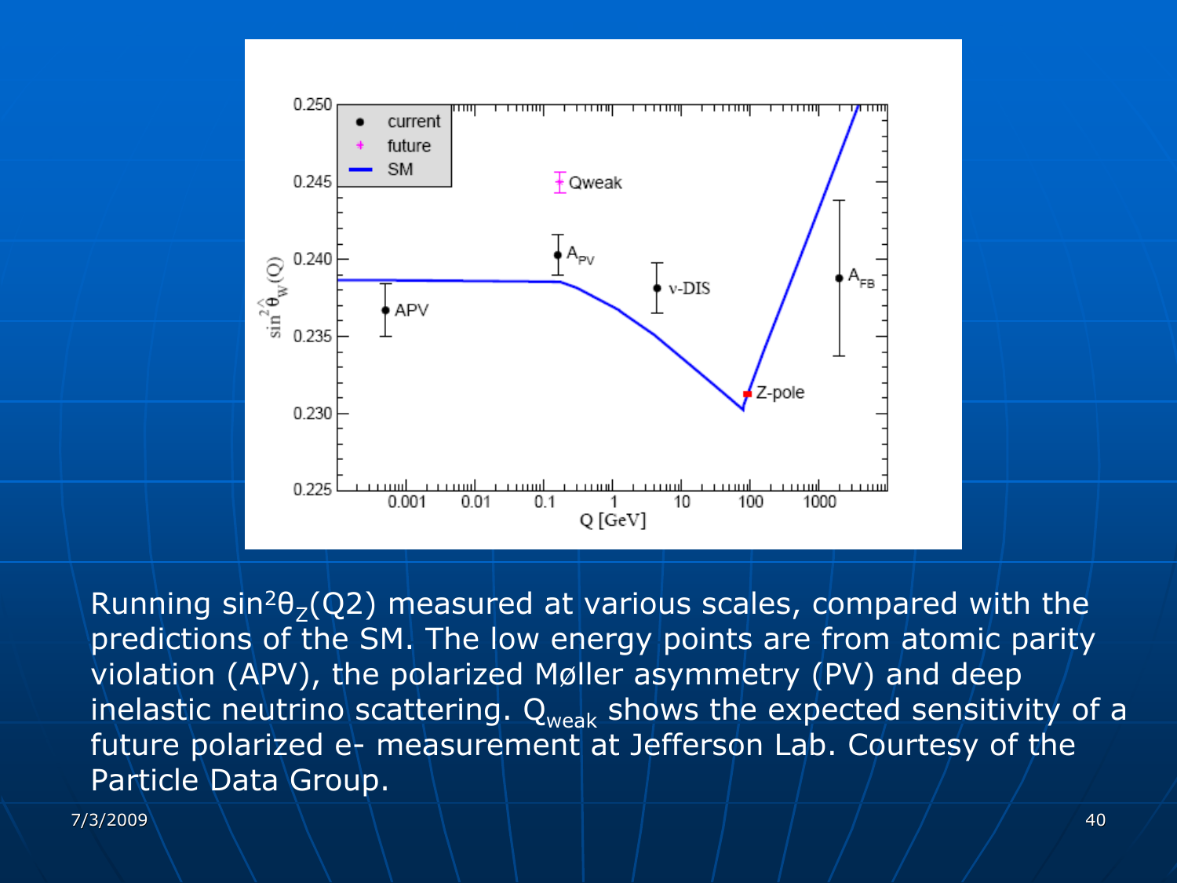Running $\sin^2\theta_Z(Q2)$ measured at various scales, compared with the predictions of the SM. The low energy points are from atomic parity violation (APV), the polarized Møller asymmetry (PV) and deep inelastic neutrino scattering. $Q_{weak}$ shows the expected sensitivity of a future polarized e- measurement at Jefferson Lab. Courtesy of the Particle Data Group.

7/3/2009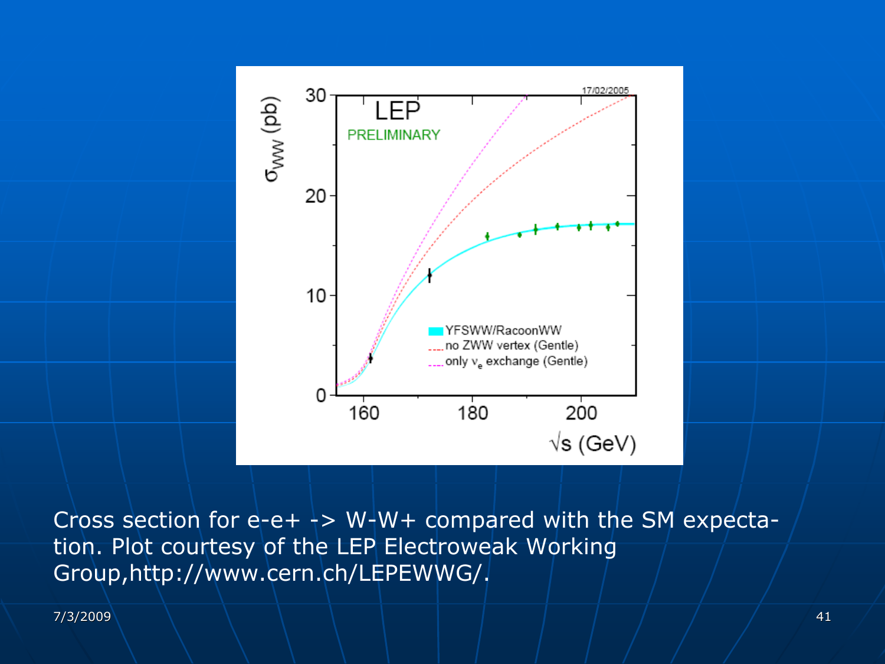Cross section for e-e+ -> W-W+ compared with the SM expectation. Plot courtesy of the LEP Electroweak Working Group,http://www.cern.ch/LEPEWWG/.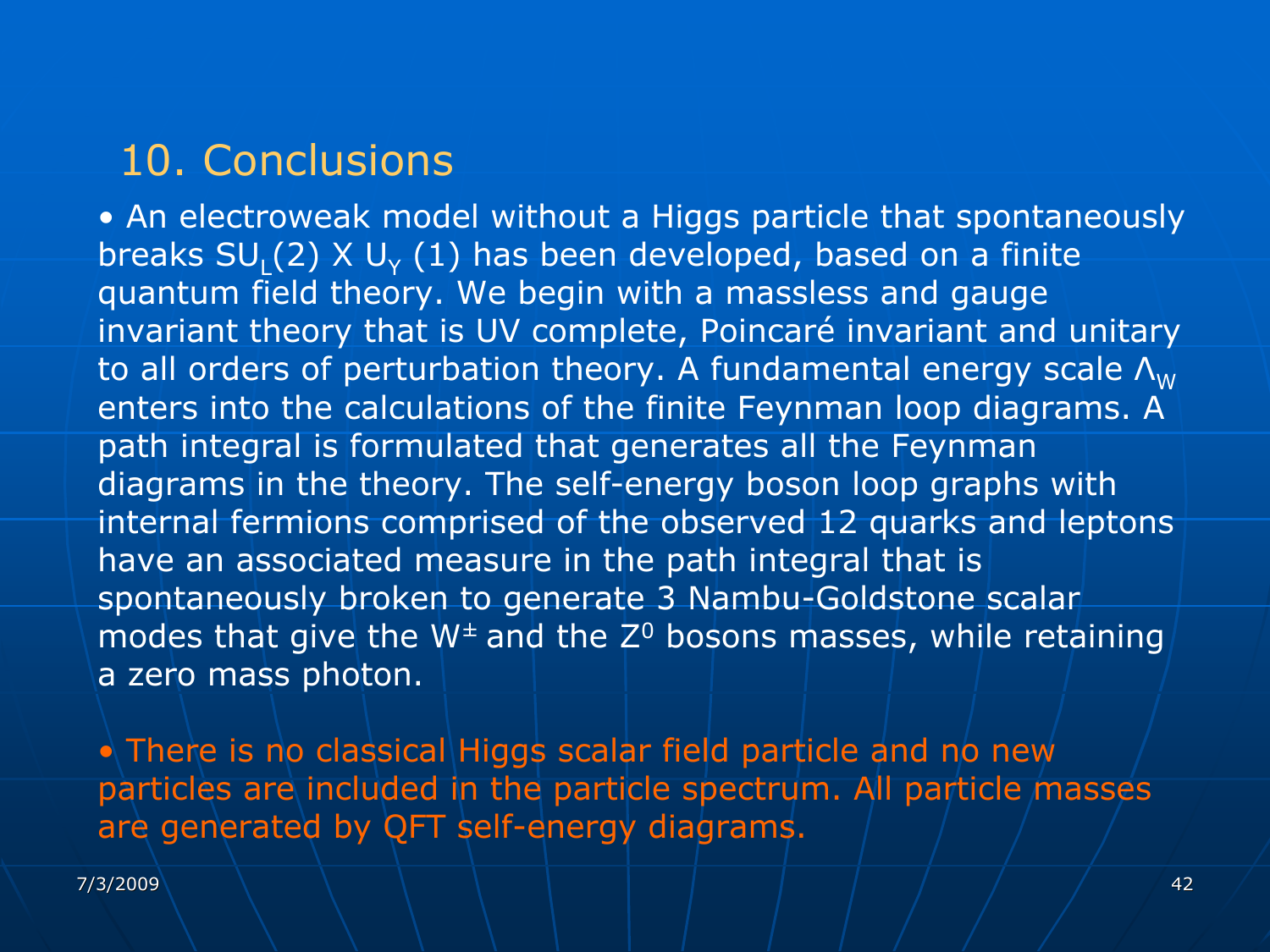## 10. Conclusions

- An electroweak model without a Higgs particle that spontaneously breaks $SU_L(2) \times U_Y(1)$ has been developed, based on a finite quantum field theory. We begin with a massless and gauge invariant theory that is UV complete, Poincaré invariant and unitary to all orders of perturbation theory. A fundamental energy scale $\Lambda_W$ enters into the calculations of the finite Feynman loop diagrams. A path integral is formulated that generates all the Feynman diagrams in the theory. The self-energy boson loop graphs with internal fermions comprised of the observed 12 quarks and leptons have an associated measure in the path integral that is spontaneously broken to generate 3 Nambu-Goldstone scalar modes that give the $W^{\pm}$ and the $Z^0$ bosons masses, while retaining a zero mass photon.

- There is no classical Higgs scalar field particle and no new particles are included in the particle spectrum. All particle masses are generated by QFT self-energy diagrams.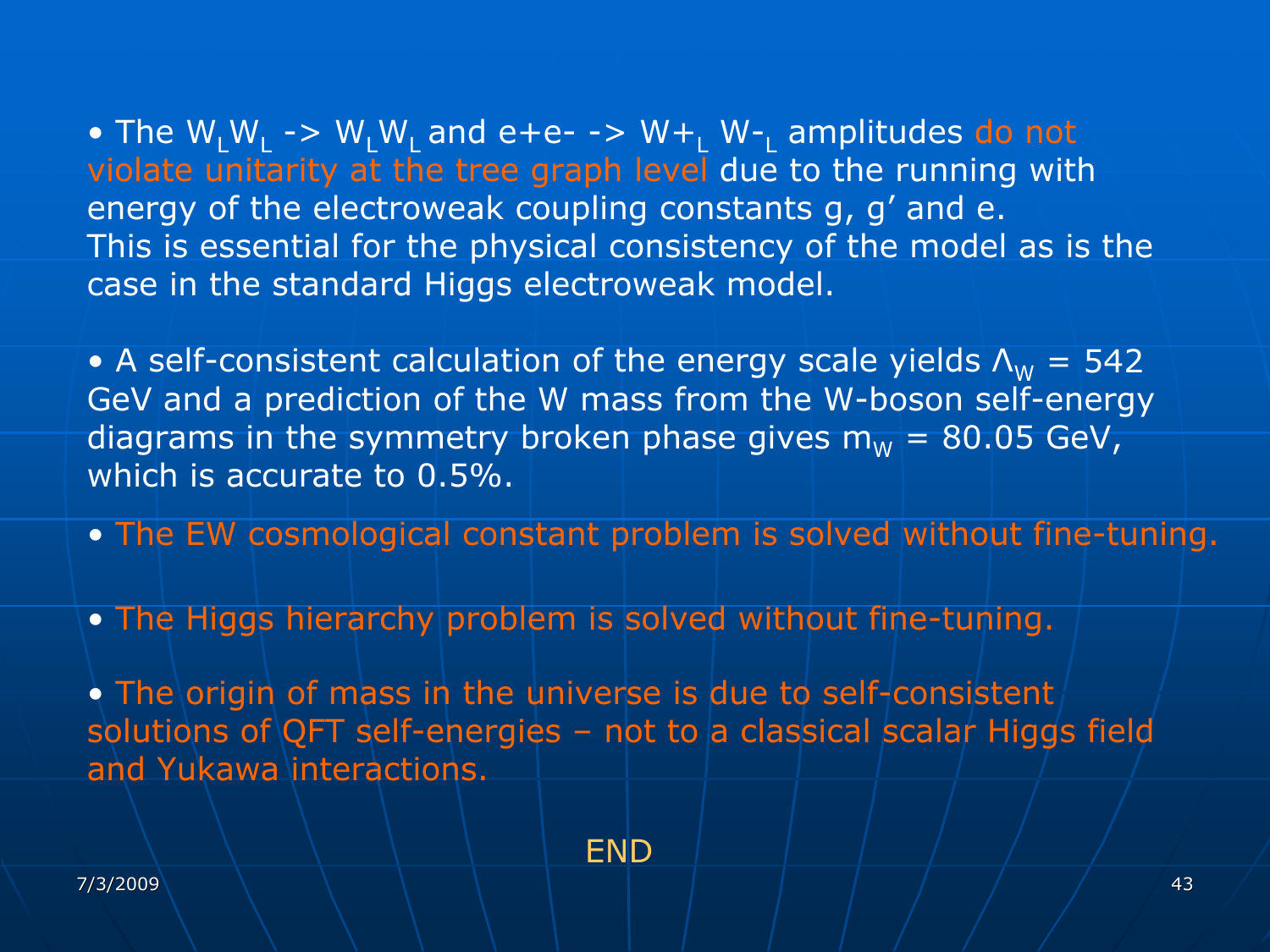- The $W_L W_L$ -> $W_L W_L$ and e+e- -> $W+_L$ $W-_L$ amplitudes do not violate unitarity at the tree graph level due to the running with energy of the electroweak coupling constants g, g' and e. This is essential for the physical consistency of the model as is the case in the standard Higgs electroweak model.

- A self-consistent calculation of the energy scale yields $\Lambda_W$ = 542 GeV and a prediction of the W mass from the W-boson self-energy diagrams in the symmetry broken phase gives $m_W$ = 80.05 GeV, which is accurate to 0.5%.

- The EW cosmological constant problem is solved without fine-tuning.

- The Higgs hierarchy problem is solved without fine-tuning.

- The origin of mass in the universe is due to self-consistent solutions of QFT self-energies – not to a classical scalar Higgs field and Yukawa interactions.

END

7/3/2009